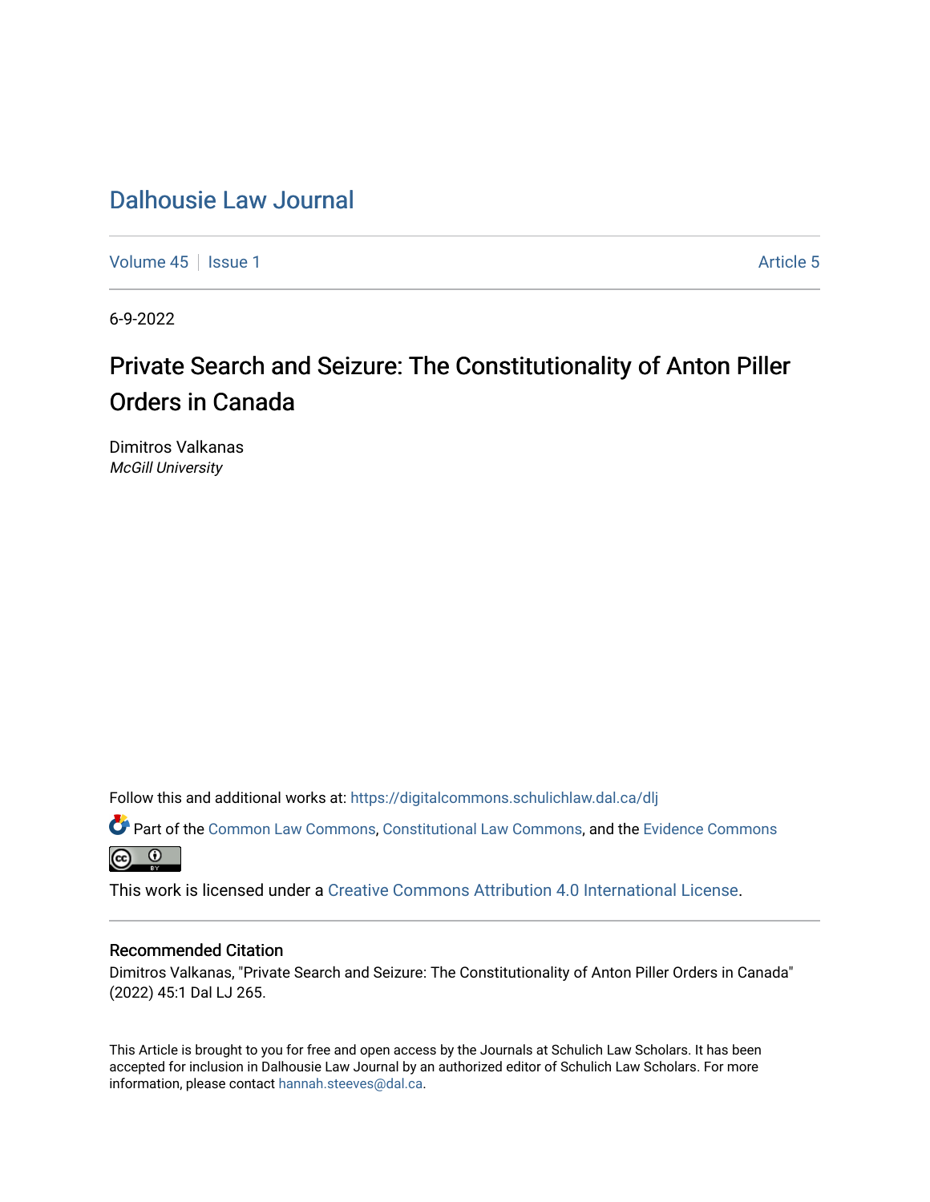# Dalhousie Law Journal

Volume 45 | Issue 1 | Article 5

6-9-2022

## Private Search and Seizure: The Constitutionality of Anton Piller Orders in Canada

Dimitros Valkanas
*McGill University*

Follow this and additional works at: https://digitalcommons.schulichlaw.dal.ca/dlj

Part of the Common Law Commons, Constitutional Law Commons, and the Evidence Commons

This work is licensed under a Creative Commons Attribution 4.0 International License.

### Recommended Citation

Dimitros Valkanas, "Private Search and Seizure: The Constitutionality of Anton Piller Orders in Canada" (2022) 45:1 Dal LJ 265.

This Article is brought to you for free and open access by the Journals at Schulich Law Scholars. It has been accepted for inclusion in Dalhousie Law Journal by an authorized editor of Schulich Law Scholars. For more information, please contact hannah.steeves@dal.ca.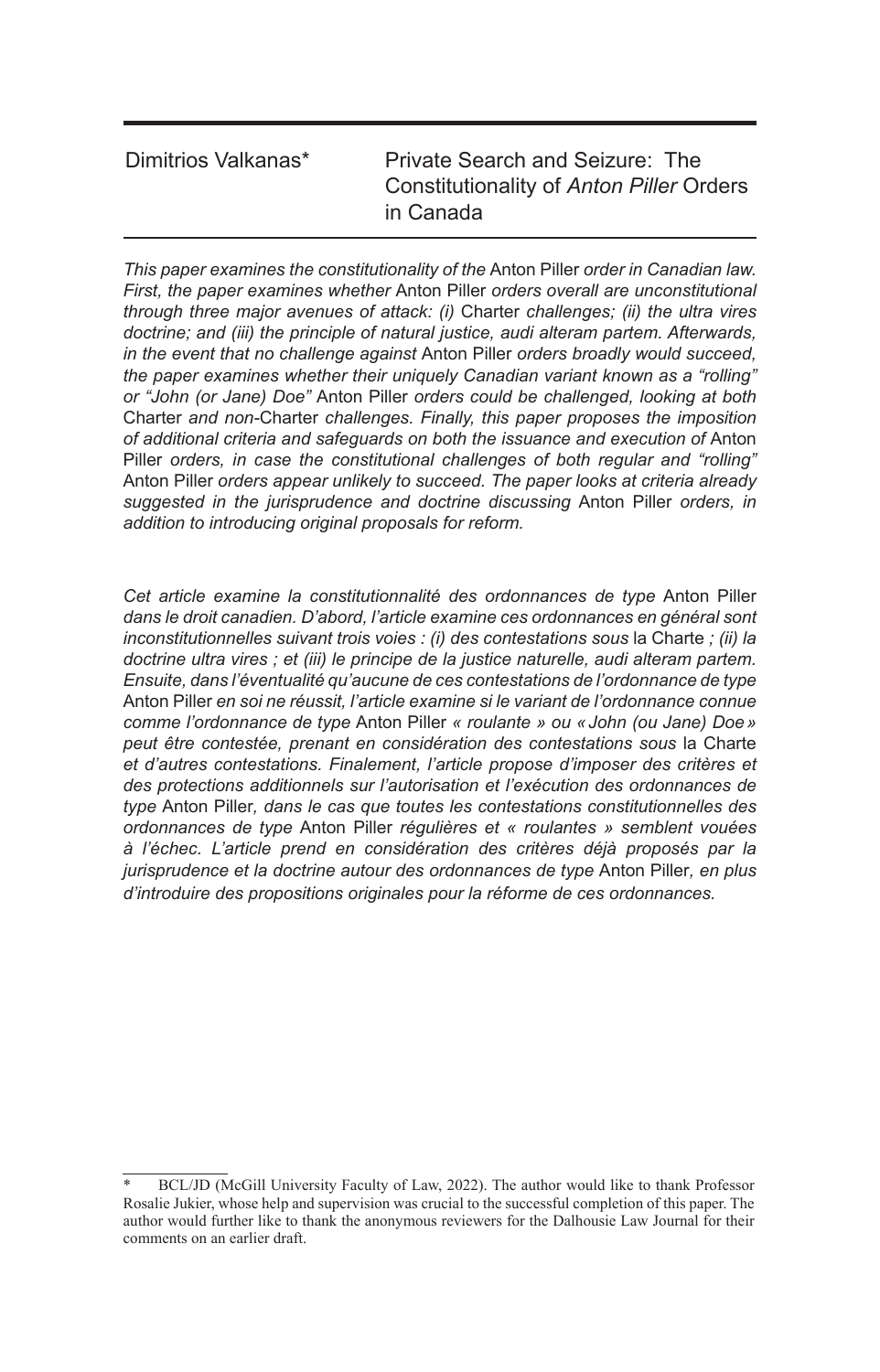Dimitrios Valkanas*

# Private Search and Seizure: The Constitutionality of *Anton Piller* Orders in Canada

*This paper examines the constitutionality of the* Anton Piller *order in Canadian law. First, the paper examines whether* Anton Piller *orders overall are unconstitutional through three major avenues of attack: (i)* Charter *challenges; (ii) the ultra vires doctrine; and (iii) the principle of natural justice, audi alteram partem. Afterwards, in the event that no challenge against* Anton Piller *orders broadly would succeed, the paper examines whether their uniquely Canadian variant known as a "rolling" or "John (or Jane) Doe"* Anton Piller *orders could be challenged, looking at both* Charter *and non-*Charter *challenges. Finally, this paper proposes the imposition of additional criteria and safeguards on both the issuance and execution of* Anton Piller *orders, in case the constitutional challenges of both regular and "rolling"* Anton Piller *orders appear unlikely to succeed. The paper looks at criteria already suggested in the jurisprudence and doctrine discussing* Anton Piller *orders, in addition to introducing original proposals for reform.*

*Cet article examine la constitutionnalité des ordonnances de type* Anton Piller *dans le droit canadien. D'abord, l'article examine ces ordonnances en général sont inconstitutionnelles suivant trois voies : (i) des contestations sous* la Charte *; (ii) la doctrine ultra vires ; et (iii) le principe de la justice naturelle, audi alteram partem. Ensuite, dans l'éventualité qu'aucune de ces contestations de l'ordonnance de type* Anton Piller *en soi ne réussit, l'article examine si le variant de l'ordonnance connue comme l'ordonnance de type* Anton Piller *« roulante » ou « John (ou Jane) Doe » peut être contestée, prenant en considération des contestations sous* la Charte *et d'autres contestations. Finalement, l'article propose d'imposer des critères et des protections additionnels sur l'autorisation et l'exécution des ordonnances de type* Anton Piller*, dans le cas que toutes les contestations constitutionnelles des ordonnances de type* Anton Piller *régulières et « roulantes » semblent vouées à l'échec. L'article prend en considération des critères déjà proposés par la jurisprudence et la doctrine autour des ordonnances de type* Anton Piller*, en plus d'introduire des propositions originales pour la réforme de ces ordonnances.*

---

\* BCL/JD (McGill University Faculty of Law, 2022). The author would like to thank Professor Rosalie Jukier, whose help and supervision was crucial to the successful completion of this paper. The author would further like to thank the anonymous reviewers for the Dalhousie Law Journal for their comments on an earlier draft.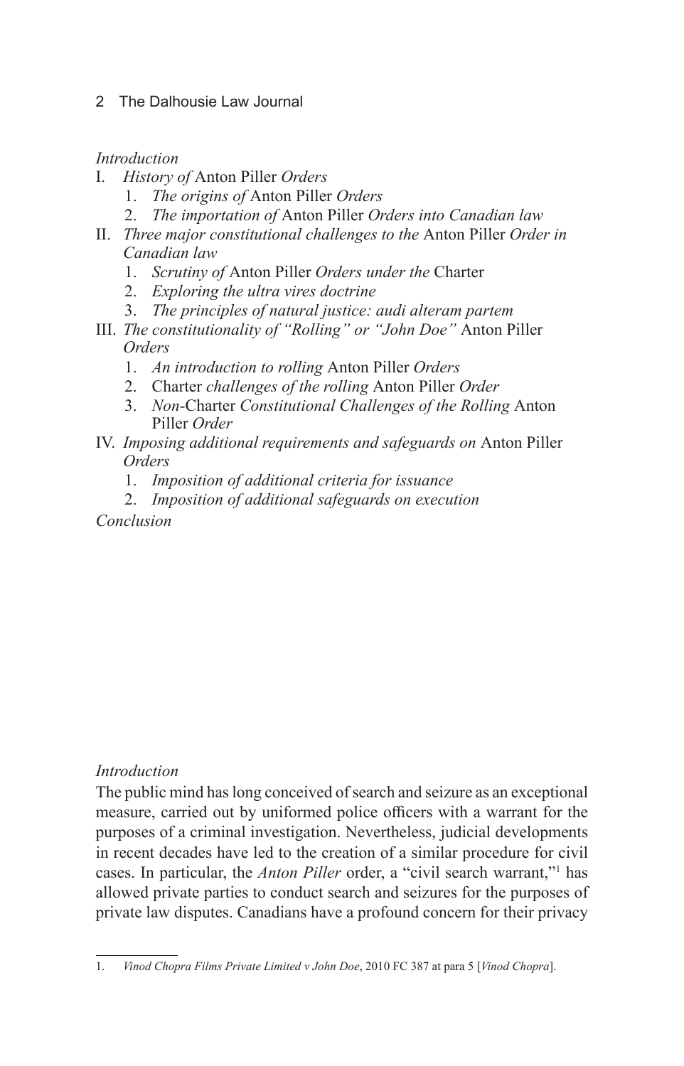*Introduction*

I. *History of* Anton Piller *Orders*
   1. *The origins of* Anton Piller *Orders*
   2. *The importation of* Anton Piller *Orders into Canadian law*

II. *Three major constitutional challenges to the* Anton Piller *Order in Canadian law*
   1. *Scrutiny of* Anton Piller *Orders under the* Charter
   2. *Exploring the ultra vires doctrine*
   3. *The principles of natural justice: audi alteram partem*

III. *The constitutionality of "Rolling" or "John Doe"* Anton Piller *Orders*
   1. *An introduction to rolling* Anton Piller *Orders*
   2. Charter *challenges of the rolling* Anton Piller *Order*
   3. *Non-*Charter *Constitutional Challenges of the Rolling* Anton Piller *Order*

IV. *Imposing additional requirements and safeguards on* Anton Piller *Orders*
   1. *Imposition of additional criteria for issuance*
   2. *Imposition of additional safeguards on execution*

*Conclusion*

## *Introduction*

The public mind has long conceived of search and seizure as an exceptional measure, carried out by uniformed police officers with a warrant for the purposes of a criminal investigation. Nevertheless, judicial developments in recent decades have led to the creation of a similar procedure for civil cases. In particular, the *Anton Piller* order, a "civil search warrant,"[1] has allowed private parties to conduct search and seizures for the purposes of private law disputes. Canadians have a profound concern for their privacy

1. *Vinod Chopra Films Private Limited v John Doe*, 2010 FC 387 at para 5 [*Vinod Chopra*].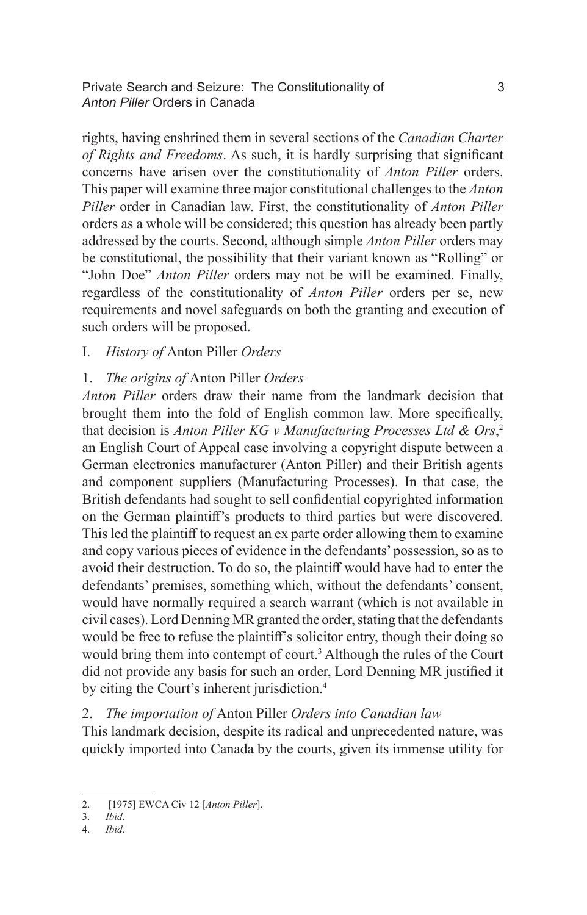rights, having enshrined them in several sections of the *Canadian Charter of Rights and Freedoms*. As such, it is hardly surprising that significant concerns have arisen over the constitutionality of *Anton Piller* orders. This paper will examine three major constitutional challenges to the *Anton Piller* order in Canadian law. First, the constitutionality of *Anton Piller* orders as a whole will be considered; this question has already been partly addressed by the courts. Second, although simple *Anton Piller* orders may be constitutional, the possibility that their variant known as "Rolling" or "John Doe" *Anton Piller* orders may not be will be examined. Finally, regardless of the constitutionality of *Anton Piller* orders per se, new requirements and novel safeguards on both the granting and execution of such orders will be proposed.

## I. *History of* Anton Piller *Orders*

### 1. *The origins of* Anton Piller *Orders*

*Anton Piller* orders draw their name from the landmark decision that brought them into the fold of English common law. More specifically, that decision is *Anton Piller KG v Manufacturing Processes Ltd & Ors*,[2] an English Court of Appeal case involving a copyright dispute between a German electronics manufacturer (Anton Piller) and their British agents and component suppliers (Manufacturing Processes). In that case, the British defendants had sought to sell confidential copyrighted information on the German plaintiff's products to third parties but were discovered. This led the plaintiff to request an ex parte order allowing them to examine and copy various pieces of evidence in the defendants' possession, so as to avoid their destruction. To do so, the plaintiff would have had to enter the defendants' premises, something which, without the defendants' consent, would have normally required a search warrant (which is not available in civil cases). Lord Denning MR granted the order, stating that the defendants would be free to refuse the plaintiff's solicitor entry, though their doing so would bring them into contempt of court.[3] Although the rules of the Court did not provide any basis for such an order, Lord Denning MR justified it by citing the Court's inherent jurisdiction.[4]

### 2. *The importation of* Anton Piller *Orders into Canadian law*

This landmark decision, despite its radical and unprecedented nature, was quickly imported into Canada by the courts, given its immense utility for

2. [1975] EWCA Civ 12 [*Anton Piller*].
3. *Ibid*.
4. *Ibid*.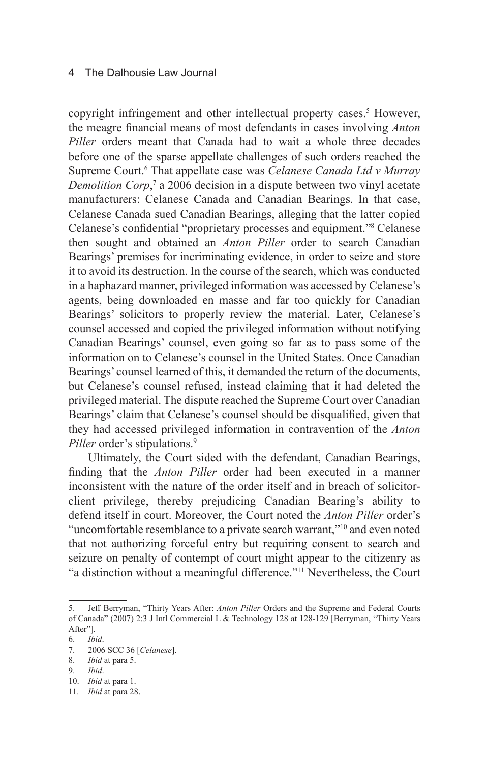copyright infringement and other intellectual property cases.[5] However, the meagre financial means of most defendants in cases involving *Anton Piller* orders meant that Canada had to wait a whole three decades before one of the sparse appellate challenges of such orders reached the Supreme Court.[6] That appellate case was *Celanese Canada Ltd v Murray Demolition Corp*,[7] a 2006 decision in a dispute between two vinyl acetate manufacturers: Celanese Canada and Canadian Bearings. In that case, Celanese Canada sued Canadian Bearings, alleging that the latter copied Celanese's confidential "proprietary processes and equipment."[8] Celanese then sought and obtained an *Anton Piller* order to search Canadian Bearings' premises for incriminating evidence, in order to seize and store it to avoid its destruction. In the course of the search, which was conducted in a haphazard manner, privileged information was accessed by Celanese's agents, being downloaded en masse and far too quickly for Canadian Bearings' solicitors to properly review the material. Later, Celanese's counsel accessed and copied the privileged information without notifying Canadian Bearings' counsel, even going so far as to pass some of the information on to Celanese's counsel in the United States. Once Canadian Bearings' counsel learned of this, it demanded the return of the documents, but Celanese's counsel refused, instead claiming that it had deleted the privileged material. The dispute reached the Supreme Court over Canadian Bearings' claim that Celanese's counsel should be disqualified, given that they had accessed privileged information in contravention of the *Anton Piller* order's stipulations.[9]

Ultimately, the Court sided with the defendant, Canadian Bearings, finding that the *Anton Piller* order had been executed in a manner inconsistent with the nature of the order itself and in breach of solicitor-client privilege, thereby prejudicing Canadian Bearing's ability to defend itself in court. Moreover, the Court noted the *Anton Piller* order's "uncomfortable resemblance to a private search warrant,"[10] and even noted that not authorizing forceful entry but requiring consent to search and seizure on penalty of contempt of court might appear to the citizenry as "a distinction without a meaningful difference."[11] Nevertheless, the Court

---

5. Jeff Berryman, "Thirty Years After: *Anton Piller* Orders and the Supreme and Federal Courts of Canada" (2007) 2:3 J Intl Commercial L & Technology 128 at 128-129 [Berryman, "Thirty Years After"].
6. *Ibid*.
7. 2006 SCC 36 [*Celanese*].
8. *Ibid* at para 5.
9. *Ibid*.
10. *Ibid* at para 1.
11. *Ibid* at para 28.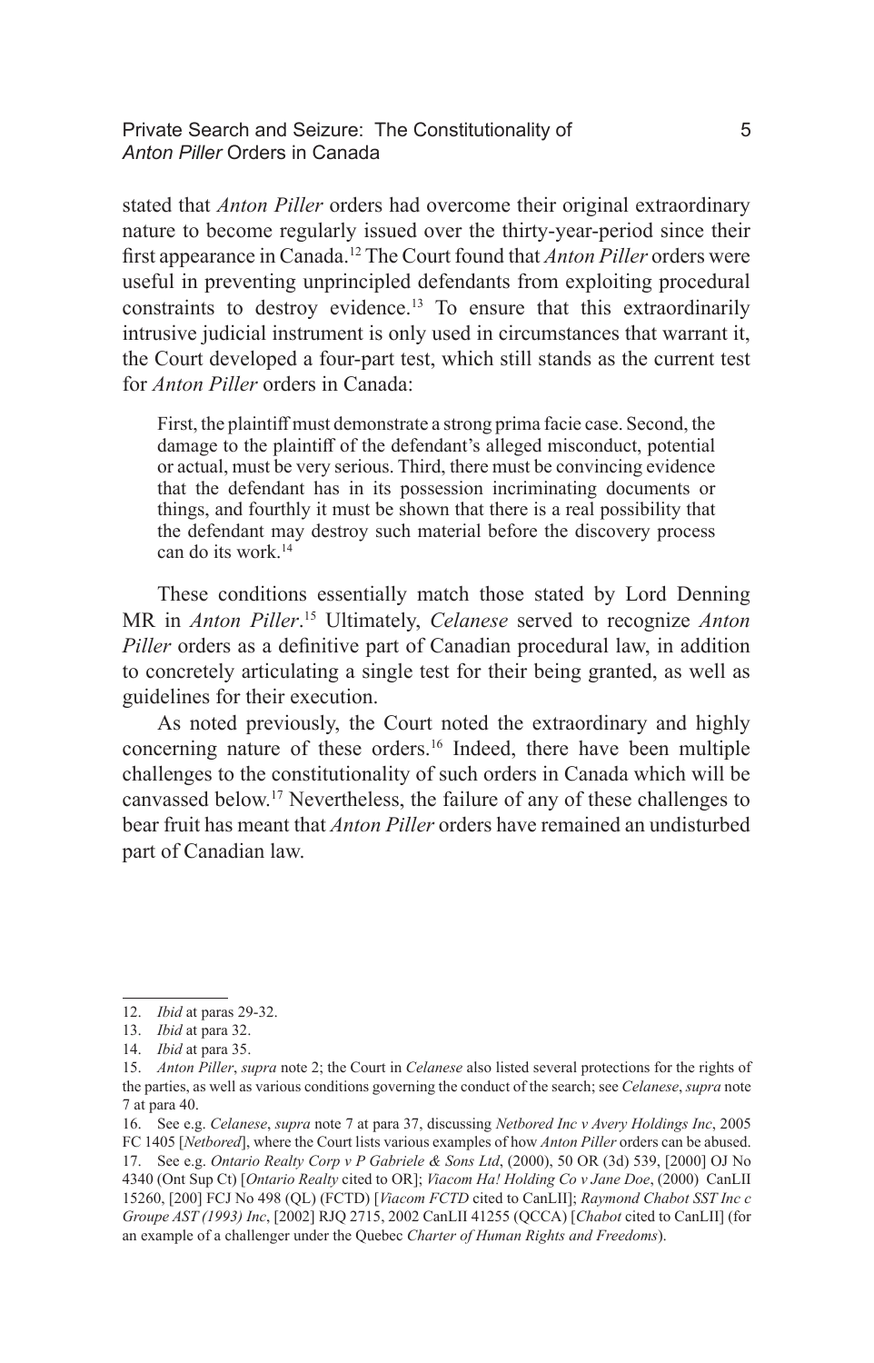stated that *Anton Piller* orders had overcome their original extraordinary nature to become regularly issued over the thirty-year-period since their first appearance in Canada.[12] The Court found that *Anton Piller* orders were useful in preventing unprincipled defendants from exploiting procedural constraints to destroy evidence.[13] To ensure that this extraordinarily intrusive judicial instrument is only used in circumstances that warrant it, the Court developed a four-part test, which still stands as the current test for *Anton Piller* orders in Canada:

> First, the plaintiff must demonstrate a strong prima facie case. Second, the damage to the plaintiff of the defendant's alleged misconduct, potential or actual, must be very serious. Third, there must be convincing evidence that the defendant has in its possession incriminating documents or things, and fourthly it must be shown that there is a real possibility that the defendant may destroy such material before the discovery process can do its work.[14]

These conditions essentially match those stated by Lord Denning MR in *Anton Piller*.[15] Ultimately, *Celanese* served to recognize *Anton Piller* orders as a definitive part of Canadian procedural law, in addition to concretely articulating a single test for their being granted, as well as guidelines for their execution.

As noted previously, the Court noted the extraordinary and highly concerning nature of these orders.[16] Indeed, there have been multiple challenges to the constitutionality of such orders in Canada which will be canvassed below.[17] Nevertheless, the failure of any of these challenges to bear fruit has meant that *Anton Piller* orders have remained an undisturbed part of Canadian law.

---

12. *Ibid* at paras 29-32.
13. *Ibid* at para 32.
14. *Ibid* at para 35.
15. *Anton Piller*, *supra* note 2; the Court in *Celanese* also listed several protections for the rights of the parties, as well as various conditions governing the conduct of the search; see *Celanese*, *supra* note 7 at para 40.
16. See e.g. *Celanese*, *supra* note 7 at para 37, discussing *Netbored Inc v Avery Holdings Inc*, 2005 FC 1405 [*Netbored*], where the Court lists various examples of how *Anton Piller* orders can be abused.
17. See e.g. *Ontario Realty Corp v P Gabriele & Sons Ltd*, (2000), 50 OR (3d) 539, [2000] OJ No 4340 (Ont Sup Ct) [*Ontario Realty* cited to OR]; *Viacom Ha! Holding Co v Jane Doe*, (2000) CanLII 15260, [200] FCJ No 498 (QL) (FCTD) [*Viacom FCTD* cited to CanLII]; *Raymond Chabot SST Inc c Groupe AST (1993) Inc*, [2002] RJQ 2715, 2002 CanLII 41255 (QCCA) [*Chabot* cited to CanLII] (for an example of a challenger under the Quebec *Charter of Human Rights and Freedoms*).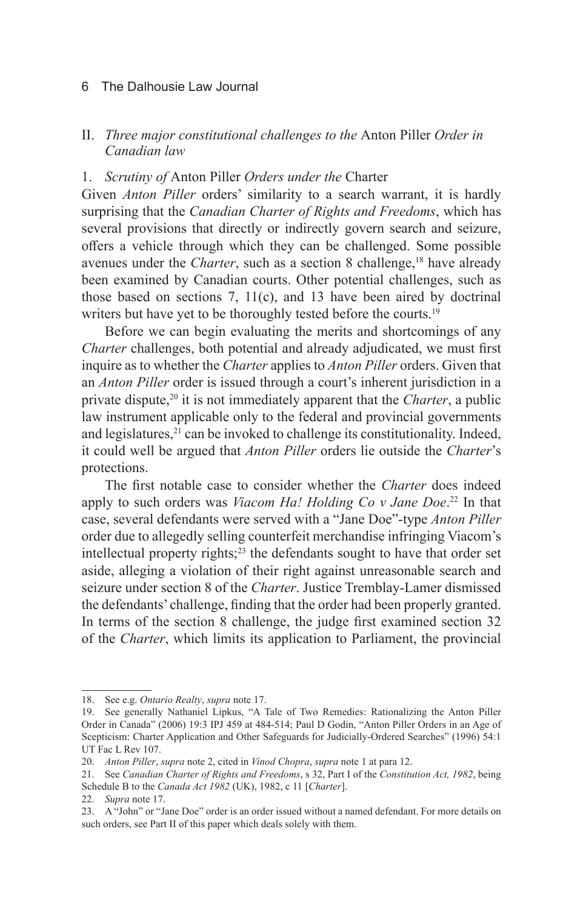## II. *Three major constitutional challenges to the* Anton Piller *Order in Canadian law*

### 1. *Scrutiny of* Anton Piller *Orders under the* Charter

Given *Anton Piller* orders' similarity to a search warrant, it is hardly surprising that the *Canadian Charter of Rights and Freedoms*, which has several provisions that directly or indirectly govern search and seizure, offers a vehicle through which they can be challenged. Some possible avenues under the *Charter*, such as a section 8 challenge,[18] have already been examined by Canadian courts. Other potential challenges, such as those based on sections 7, 11(c), and 13 have been aired by doctrinal writers but have yet to be thoroughly tested before the courts.[19]

Before we can begin evaluating the merits and shortcomings of any *Charter* challenges, both potential and already adjudicated, we must first inquire as to whether the *Charter* applies to *Anton Piller* orders. Given that an *Anton Piller* order is issued through a court's inherent jurisdiction in a private dispute,[20] it is not immediately apparent that the *Charter*, a public law instrument applicable only to the federal and provincial governments and legislatures,[21] can be invoked to challenge its constitutionality. Indeed, it could well be argued that *Anton Piller* orders lie outside the *Charter*'s protections.

The first notable case to consider whether the *Charter* does indeed apply to such orders was *Viacom Ha! Holding Co v Jane Doe*.[22] In that case, several defendants were served with a "Jane Doe"-type *Anton Piller* order due to allegedly selling counterfeit merchandise infringing Viacom's intellectual property rights;[23] the defendants sought to have that order set aside, alleging a violation of their right against unreasonable search and seizure under section 8 of the *Charter*. Justice Tremblay-Lamer dismissed the defendants' challenge, finding that the order had been properly granted. In terms of the section 8 challenge, the judge first examined section 32 of the *Charter*, which limits its application to Parliament, the provincial

---

18. See e.g. *Ontario Realty*, *supra* note 17.

19. See generally Nathaniel Lipkus, "A Tale of Two Remedies: Rationalizing the Anton Piller Order in Canada" (2006) 19:3 IPJ 459 at 484-514; Paul D Godin, "Anton Piller Orders in an Age of Scepticism: Charter Application and Other Safeguards for Judicially-Ordered Searches" (1996) 54:1 UT Fac L Rev 107.

20. *Anton Piller*, *supra* note 2, cited in *Vinod Chopra*, *supra* note 1 at para 12.

21. See *Canadian Charter of Rights and Freedoms*, s 32, Part I of the *Constitution Act, 1982*, being Schedule B to the *Canada Act 1982* (UK), 1982, c 11 [*Charter*].

22. *Supra* note 17.

23. A "John" or "Jane Doe" order is an order issued without a named defendant. For more details on such orders, see Part II of this paper which deals solely with them.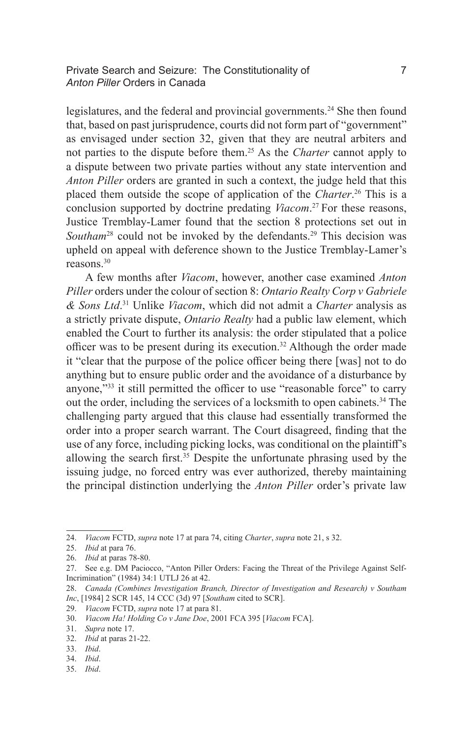legislatures, and the federal and provincial governments.[24] She then found that, based on past jurisprudence, courts did not form part of "government" as envisaged under section 32, given that they are neutral arbiters and not parties to the dispute before them.[25] As the *Charter* cannot apply to a dispute between two private parties without any state intervention and *Anton Piller* orders are granted in such a context, the judge held that this placed them outside the scope of application of the *Charter*.[26] This is a conclusion supported by doctrine predating *Viacom*.[27] For these reasons, Justice Tremblay-Lamer found that the section 8 protections set out in *Southam*[28] could not be invoked by the defendants.[29] This decision was upheld on appeal with deference shown to the Justice Tremblay-Lamer's reasons.[30]

A few months after *Viacom*, however, another case examined *Anton Piller* orders under the colour of section 8: *Ontario Realty Corp v Gabriele & Sons Ltd*.[31] Unlike *Viacom*, which did not admit a *Charter* analysis as a strictly private dispute, *Ontario Realty* had a public law element, which enabled the Court to further its analysis: the order stipulated that a police officer was to be present during its execution.[32] Although the order made it "clear that the purpose of the police officer being there [was] not to do anything but to ensure public order and the avoidance of a disturbance by anyone,"[33] it still permitted the officer to use "reasonable force" to carry out the order, including the services of a locksmith to open cabinets.[34] The challenging party argued that this clause had essentially transformed the order into a proper search warrant. The Court disagreed, finding that the use of any force, including picking locks, was conditional on the plaintiff's allowing the search first.[35] Despite the unfortunate phrasing used by the issuing judge, no forced entry was ever authorized, thereby maintaining the principal distinction underlying the *Anton Piller* order's private law

---

24. *Viacom* FCTD, *supra* note 17 at para 74, citing *Charter*, *supra* note 21, s 32.
25. *Ibid* at para 76.
26. *Ibid* at paras 78-80.
27. See e.g. DM Paciocco, "Anton Piller Orders: Facing the Threat of the Privilege Against Self-Incrimination" (1984) 34:1 UTLJ 26 at 42.
28. *Canada (Combines Investigation Branch, Director of Investigation and Research) v Southam Inc*, [1984] 2 SCR 145, 14 CCC (3d) 97 [*Southam* cited to SCR].
29. *Viacom* FCTD, *supra* note 17 at para 81.
30. *Viacom Ha! Holding Co v Jane Doe*, 2001 FCA 395 [*Viacom* FCA].
31. *Supra* note 17.
32. *Ibid* at paras 21-22.
33. *Ibid*.
34. *Ibid*.
35. *Ibid*.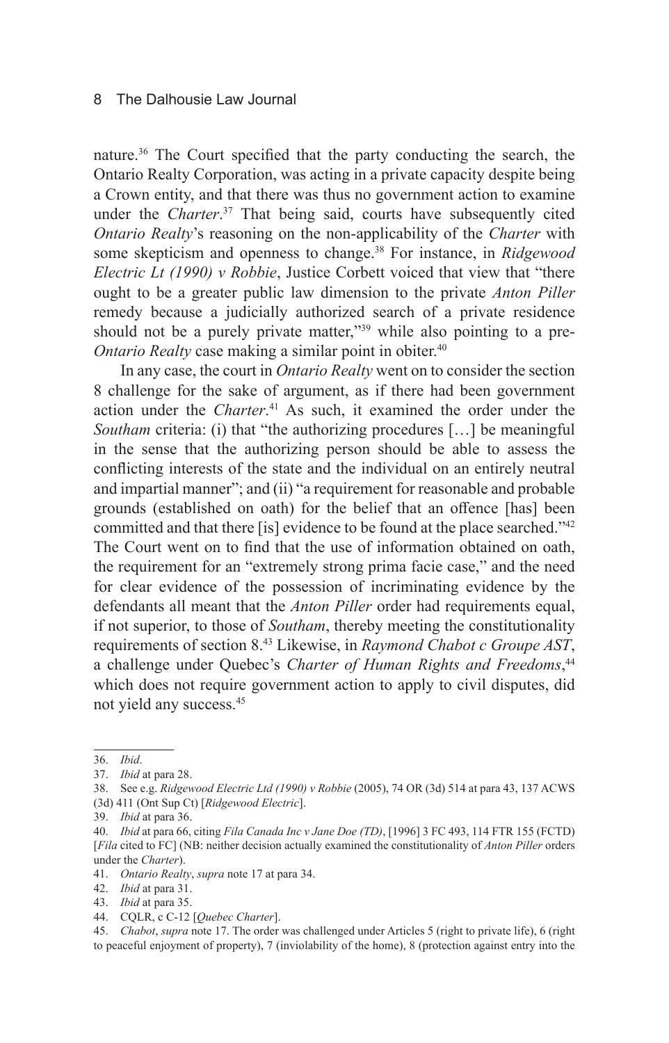nature.[36] The Court specified that the party conducting the search, the Ontario Realty Corporation, was acting in a private capacity despite being a Crown entity, and that there was thus no government action to examine under the *Charter*.[37] That being said, courts have subsequently cited *Ontario Realty*'s reasoning on the non-applicability of the *Charter* with some skepticism and openness to change.[38] For instance, in *Ridgewood Electric Lt (1990) v Robbie*, Justice Corbett voiced that view that "there ought to be a greater public law dimension to the private *Anton Piller* remedy because a judicially authorized search of a private residence should not be a purely private matter,"[39] while also pointing to a pre-*Ontario Realty* case making a similar point in obiter.[40]

In any case, the court in *Ontario Realty* went on to consider the section 8 challenge for the sake of argument, as if there had been government action under the *Charter*.[41] As such, it examined the order under the *Southam* criteria: (i) that "the authorizing procedures […] be meaningful in the sense that the authorizing person should be able to assess the conflicting interests of the state and the individual on an entirely neutral and impartial manner"; and (ii) "a requirement for reasonable and probable grounds (established on oath) for the belief that an offence [has] been committed and that there [is] evidence to be found at the place searched."[42] The Court went on to find that the use of information obtained on oath, the requirement for an "extremely strong prima facie case," and the need for clear evidence of the possession of incriminating evidence by the defendants all meant that the *Anton Piller* order had requirements equal, if not superior, to those of *Southam*, thereby meeting the constitutionality requirements of section 8.[43] Likewise, in *Raymond Chabot c Groupe AST*, a challenge under Quebec's *Charter of Human Rights and Freedoms*,[44] which does not require government action to apply to civil disputes, did not yield any success.[45]

---

36. *Ibid*.
37. *Ibid* at para 28.
38. See e.g. *Ridgewood Electric Ltd (1990) v Robbie* (2005), 74 OR (3d) 514 at para 43, 137 ACWS (3d) 411 (Ont Sup Ct) [*Ridgewood Electric*].
39. *Ibid* at para 36.
40. *Ibid* at para 66, citing *Fila Canada Inc v Jane Doe (TD)*, [1996] 3 FC 493, 114 FTR 155 (FCTD) [*Fila* cited to FC] (NB: neither decision actually examined the constitutionality of *Anton Piller* orders under the *Charter*).
41. *Ontario Realty*, *supra* note 17 at para 34.
42. *Ibid* at para 31.
43. *Ibid* at para 35.
44. CQLR, c C-12 [*Quebec Charter*].
45. *Chabot*, *supra* note 17. The order was challenged under Articles 5 (right to private life), 6 (right to peaceful enjoyment of property), 7 (inviolability of the home), 8 (protection against entry into the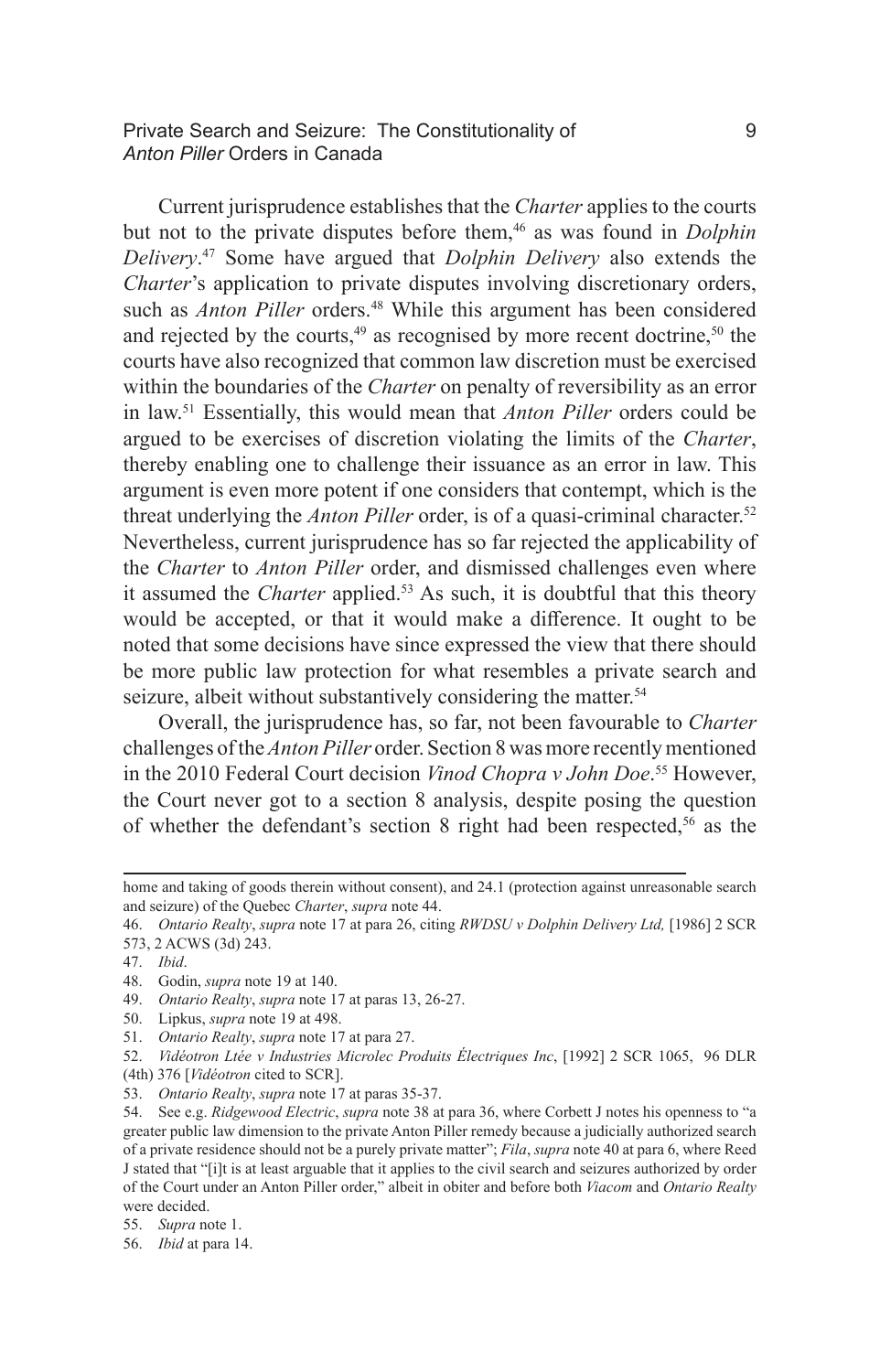Current jurisprudence establishes that the *Charter* applies to the courts but not to the private disputes before them,[46] as was found in *Dolphin Delivery*.[47] Some have argued that *Dolphin Delivery* also extends the *Charter*'s application to private disputes involving discretionary orders, such as *Anton Piller* orders.[48] While this argument has been considered and rejected by the courts,[49] as recognised by more recent doctrine,[50] the courts have also recognized that common law discretion must be exercised within the boundaries of the *Charter* on penalty of reversibility as an error in law.[51] Essentially, this would mean that *Anton Piller* orders could be argued to be exercises of discretion violating the limits of the *Charter*, thereby enabling one to challenge their issuance as an error in law. This argument is even more potent if one considers that contempt, which is the threat underlying the *Anton Piller* order, is of a quasi-criminal character.[52] Nevertheless, current jurisprudence has so far rejected the applicability of the *Charter* to *Anton Piller* order, and dismissed challenges even where it assumed the *Charter* applied.[53] As such, it is doubtful that this theory would be accepted, or that it would make a difference. It ought to be noted that some decisions have since expressed the view that there should be more public law protection for what resembles a private search and seizure, albeit without substantively considering the matter.[54]

Overall, the jurisprudence has, so far, not been favourable to *Charter* challenges of the *Anton Piller* order. Section 8 was more recently mentioned in the 2010 Federal Court decision *Vinod Chopra v John Doe*.[55] However, the Court never got to a section 8 analysis, despite posing the question of whether the defendant's section 8 right had been respected,[56] as the

---

home and taking of goods therein without consent), and 24.1 (protection against unreasonable search and seizure) of the Quebec *Charter*, *supra* note 44.

46. *Ontario Realty*, *supra* note 17 at para 26, citing *RWDSU v Dolphin Delivery Ltd,* [1986] 2 SCR 573, 2 ACWS (3d) 243.

47. *Ibid*.

48. Godin, *supra* note 19 at 140.

49. *Ontario Realty*, *supra* note 17 at paras 13, 26-27.

50. Lipkus, *supra* note 19 at 498.

51. *Ontario Realty*, *supra* note 17 at para 27.

52. *Vidéotron Ltée v Industries Microlec Produits Électriques Inc*, [1992] 2 SCR 1065, 96 DLR (4th) 376 [*Vidéotron* cited to SCR].

53. *Ontario Realty*, *supra* note 17 at paras 35-37.

54. See e.g. *Ridgewood Electric*, *supra* note 38 at para 36, where Corbett J notes his openness to "a greater public law dimension to the private Anton Piller remedy because a judicially authorized search of a private residence should not be a purely private matter"; *Fila*, *supra* note 40 at para 6, where Reed J stated that "[i]t is at least arguable that it applies to the civil search and seizures authorized by order of the Court under an Anton Piller order," albeit in obiter and before both *Viacom* and *Ontario Realty* were decided.

55. *Supra* note 1.

56. *Ibid* at para 14.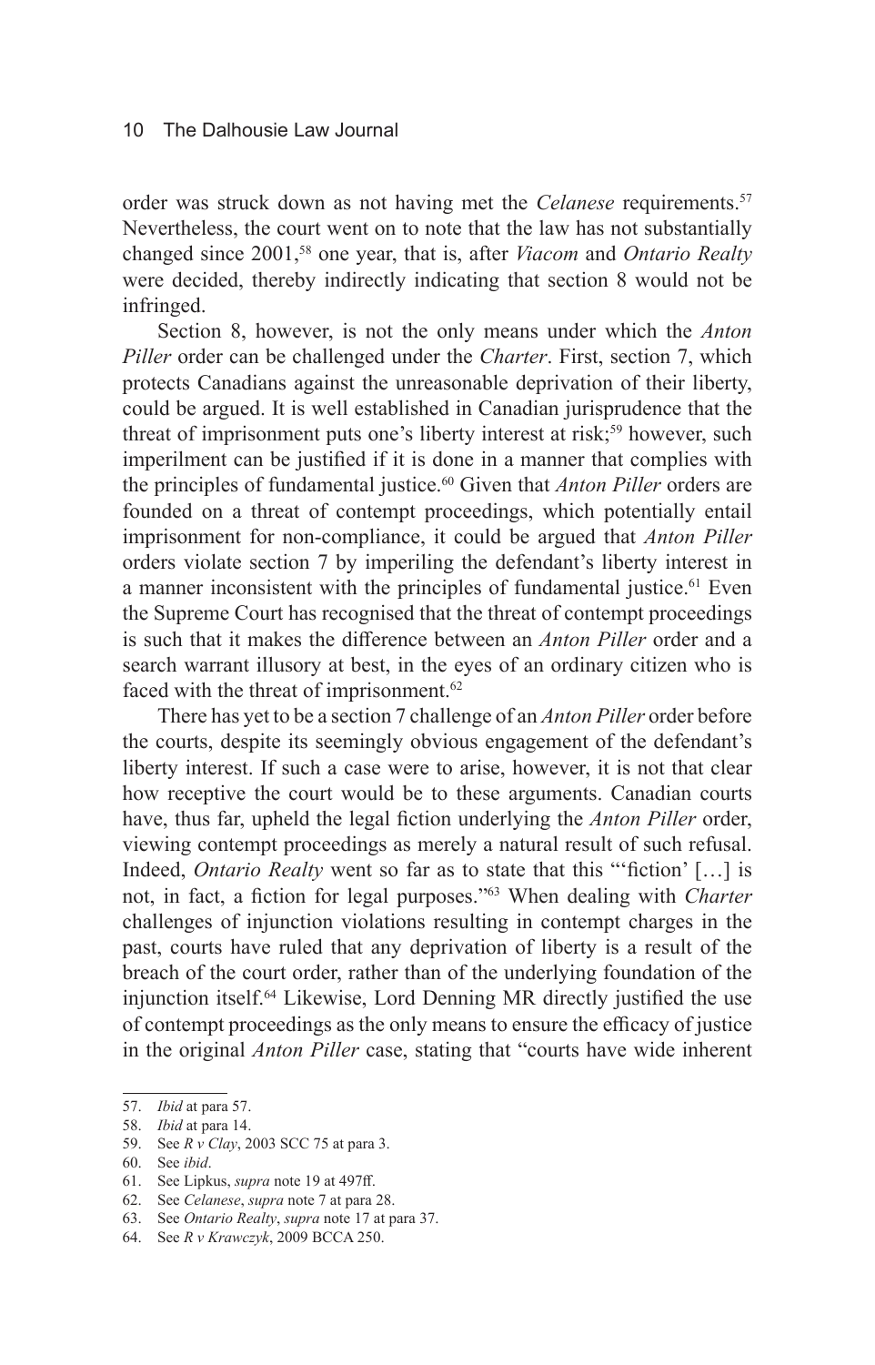order was struck down as not having met the *Celanese* requirements.[57] Nevertheless, the court went on to note that the law has not substantially changed since 2001,[58] one year, that is, after *Viacom* and *Ontario Realty* were decided, thereby indirectly indicating that section 8 would not be infringed.

Section 8, however, is not the only means under which the *Anton Piller* order can be challenged under the *Charter*. First, section 7, which protects Canadians against the unreasonable deprivation of their liberty, could be argued. It is well established in Canadian jurisprudence that the threat of imprisonment puts one's liberty interest at risk;[59] however, such imperilment can be justified if it is done in a manner that complies with the principles of fundamental justice.[60] Given that *Anton Piller* orders are founded on a threat of contempt proceedings, which potentially entail imprisonment for non-compliance, it could be argued that *Anton Piller* orders violate section 7 by imperiling the defendant's liberty interest in a manner inconsistent with the principles of fundamental justice.[61] Even the Supreme Court has recognised that the threat of contempt proceedings is such that it makes the difference between an *Anton Piller* order and a search warrant illusory at best, in the eyes of an ordinary citizen who is faced with the threat of imprisonment.[62]

There has yet to be a section 7 challenge of an *Anton Piller* order before the courts, despite its seemingly obvious engagement of the defendant's liberty interest. If such a case were to arise, however, it is not that clear how receptive the court would be to these arguments. Canadian courts have, thus far, upheld the legal fiction underlying the *Anton Piller* order, viewing contempt proceedings as merely a natural result of such refusal. Indeed, *Ontario Realty* went so far as to state that this "'fiction' […] is not, in fact, a fiction for legal purposes."[63] When dealing with *Charter* challenges of injunction violations resulting in contempt charges in the past, courts have ruled that any deprivation of liberty is a result of the breach of the court order, rather than of the underlying foundation of the injunction itself.[64] Likewise, Lord Denning MR directly justified the use of contempt proceedings as the only means to ensure the efficacy of justice in the original *Anton Piller* case, stating that "courts have wide inherent

---

57. *Ibid* at para 57.
58. *Ibid* at para 14.
59. See *R v Clay*, 2003 SCC 75 at para 3.
60. See *ibid*.
61. See Lipkus, *supra* note 19 at 497ff.
62. See *Celanese*, *supra* note 7 at para 28.
63. See *Ontario Realty*, *supra* note 17 at para 37.
64. See *R v Krawczyk*, 2009 BCCA 250.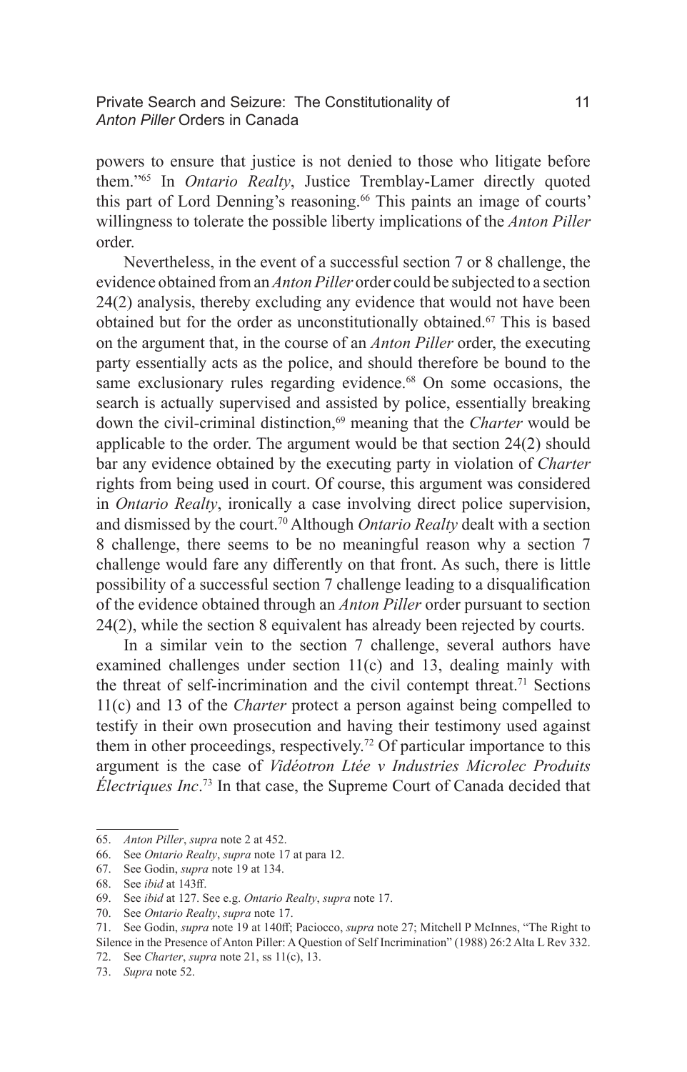powers to ensure that justice is not denied to those who litigate before them."[65] In *Ontario Realty*, Justice Tremblay-Lamer directly quoted this part of Lord Denning's reasoning.[66] This paints an image of courts' willingness to tolerate the possible liberty implications of the *Anton Piller* order.

Nevertheless, in the event of a successful section 7 or 8 challenge, the evidence obtained from an *Anton Piller* order could be subjected to a section 24(2) analysis, thereby excluding any evidence that would not have been obtained but for the order as unconstitutionally obtained.[67] This is based on the argument that, in the course of an *Anton Piller* order, the executing party essentially acts as the police, and should therefore be bound to the same exclusionary rules regarding evidence.[68] On some occasions, the search is actually supervised and assisted by police, essentially breaking down the civil-criminal distinction,[69] meaning that the *Charter* would be applicable to the order. The argument would be that section 24(2) should bar any evidence obtained by the executing party in violation of *Charter* rights from being used in court. Of course, this argument was considered in *Ontario Realty*, ironically a case involving direct police supervision, and dismissed by the court.[70] Although *Ontario Realty* dealt with a section 8 challenge, there seems to be no meaningful reason why a section 7 challenge would fare any differently on that front. As such, there is little possibility of a successful section 7 challenge leading to a disqualification of the evidence obtained through an *Anton Piller* order pursuant to section 24(2), while the section 8 equivalent has already been rejected by courts.

In a similar vein to the section 7 challenge, several authors have examined challenges under section 11(c) and 13, dealing mainly with the threat of self-incrimination and the civil contempt threat.[71] Sections 11(c) and 13 of the *Charter* protect a person against being compelled to testify in their own prosecution and having their testimony used against them in other proceedings, respectively.[72] Of particular importance to this argument is the case of *Vidéotron Ltée v Industries Microlec Produits Électriques Inc*.[73] In that case, the Supreme Court of Canada decided that

---

65. *Anton Piller*, *supra* note 2 at 452.
66. See *Ontario Realty*, *supra* note 17 at para 12.
67. See Godin, *supra* note 19 at 134.
68. See *ibid* at 143ff.
69. See *ibid* at 127. See e.g. *Ontario Realty*, *supra* note 17.
70. See *Ontario Realty*, *supra* note 17.
71. See Godin, *supra* note 19 at 140ff; Paciocco, *supra* note 27; Mitchell P McInnes, "The Right to Silence in the Presence of Anton Piller: A Question of Self Incrimination" (1988) 26:2 Alta L Rev 332.
72. See *Charter*, *supra* note 21, ss 11(c), 13.
73. *Supra* note 52.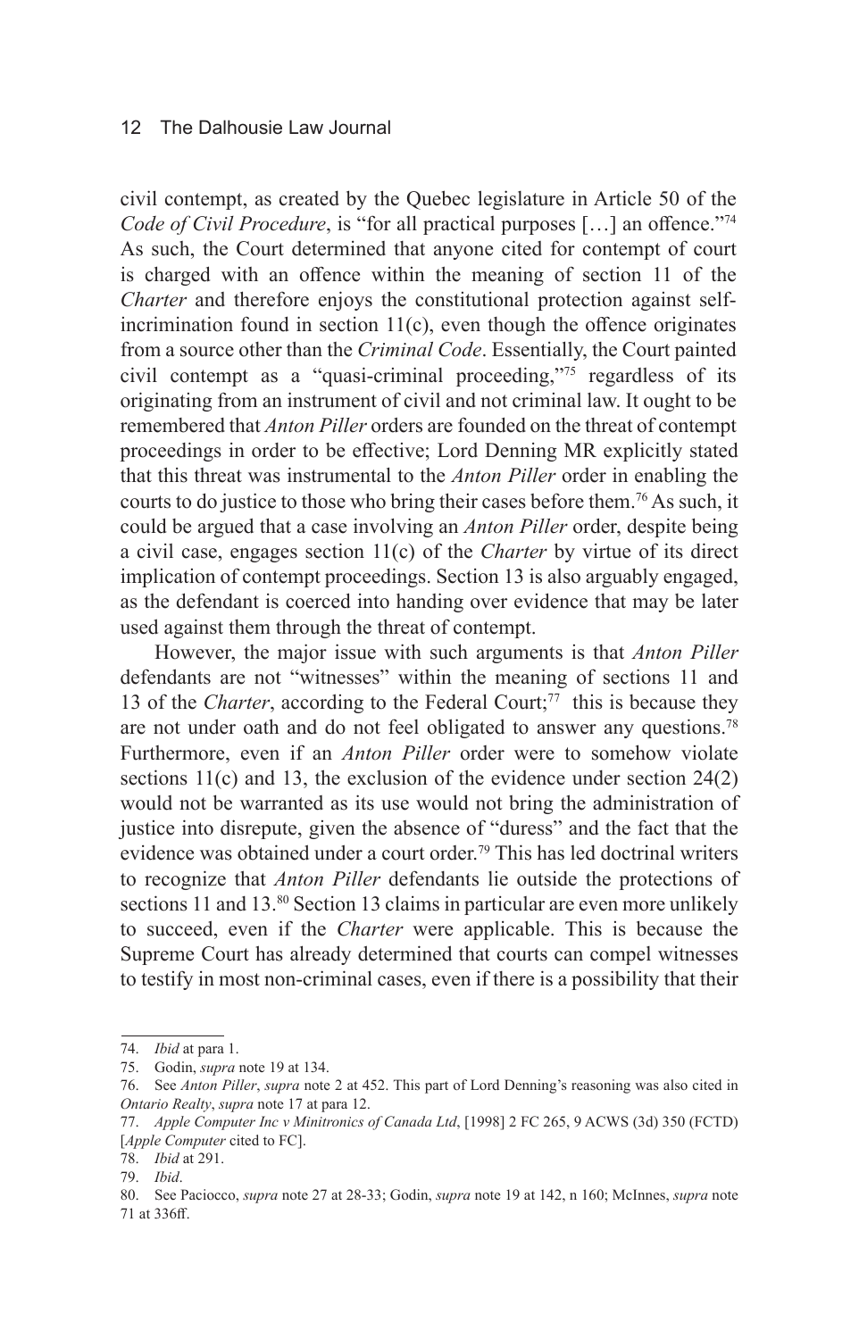civil contempt, as created by the Quebec legislature in Article 50 of the *Code of Civil Procedure*, is "for all practical purposes […] an offence."[74] As such, the Court determined that anyone cited for contempt of court is charged with an offence within the meaning of section 11 of the *Charter* and therefore enjoys the constitutional protection against self-incrimination found in section 11(c), even though the offence originates from a source other than the *Criminal Code*. Essentially, the Court painted civil contempt as a "quasi-criminal proceeding,"[75] regardless of its originating from an instrument of civil and not criminal law. It ought to be remembered that *Anton Piller* orders are founded on the threat of contempt proceedings in order to be effective; Lord Denning MR explicitly stated that this threat was instrumental to the *Anton Piller* order in enabling the courts to do justice to those who bring their cases before them.[76] As such, it could be argued that a case involving an *Anton Piller* order, despite being a civil case, engages section 11(c) of the *Charter* by virtue of its direct implication of contempt proceedings. Section 13 is also arguably engaged, as the defendant is coerced into handing over evidence that may be later used against them through the threat of contempt.

However, the major issue with such arguments is that *Anton Piller* defendants are not "witnesses" within the meaning of sections 11 and 13 of the *Charter*, according to the Federal Court;[77] this is because they are not under oath and do not feel obligated to answer any questions.[78] Furthermore, even if an *Anton Piller* order were to somehow violate sections 11(c) and 13, the exclusion of the evidence under section 24(2) would not be warranted as its use would not bring the administration of justice into disrepute, given the absence of "duress" and the fact that the evidence was obtained under a court order.[79] This has led doctrinal writers to recognize that *Anton Piller* defendants lie outside the protections of sections 11 and 13.[80] Section 13 claims in particular are even more unlikely to succeed, even if the *Charter* were applicable. This is because the Supreme Court has already determined that courts can compel witnesses to testify in most non-criminal cases, even if there is a possibility that their

---

74. *Ibid* at para 1.

75. Godin, *supra* note 19 at 134.

76. See *Anton Piller*, *supra* note 2 at 452. This part of Lord Denning's reasoning was also cited in *Ontario Realty*, *supra* note 17 at para 12.

77. *Apple Computer Inc v Minitronics of Canada Ltd*, [1998] 2 FC 265, 9 ACWS (3d) 350 (FCTD) [*Apple Computer* cited to FC].

78. *Ibid* at 291.

79. *Ibid*.

80. See Paciocco, *supra* note 27 at 28-33; Godin, *supra* note 19 at 142, n 160; McInnes, *supra* note 71 at 336ff.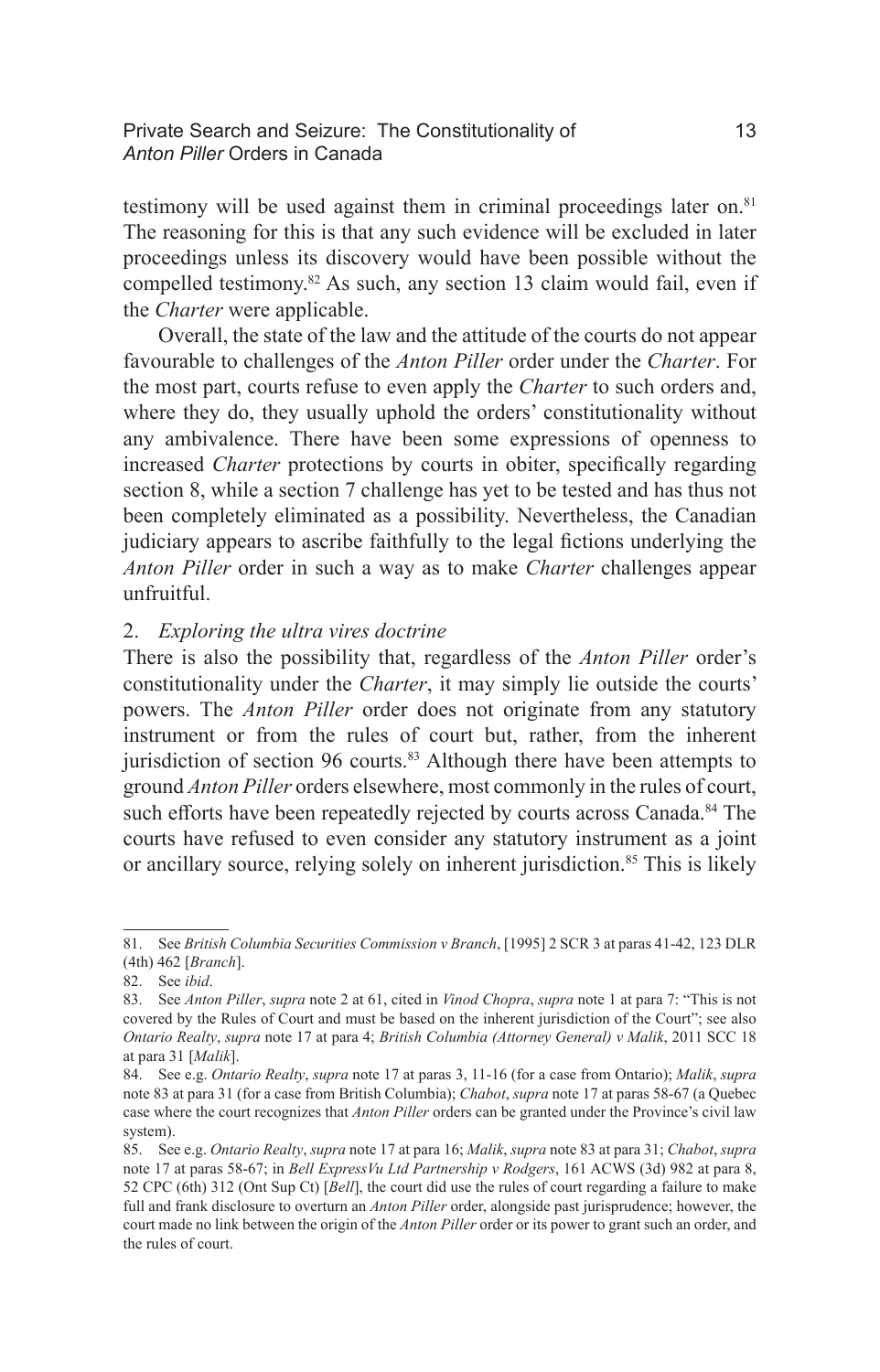testimony will be used against them in criminal proceedings later on.[81] The reasoning for this is that any such evidence will be excluded in later proceedings unless its discovery would have been possible without the compelled testimony.[82] As such, any section 13 claim would fail, even if the *Charter* were applicable.

Overall, the state of the law and the attitude of the courts do not appear favourable to challenges of the *Anton Piller* order under the *Charter*. For the most part, courts refuse to even apply the *Charter* to such orders and, where they do, they usually uphold the orders' constitutionality without any ambivalence. There have been some expressions of openness to increased *Charter* protections by courts in obiter, specifically regarding section 8, while a section 7 challenge has yet to be tested and has thus not been completely eliminated as a possibility. Nevertheless, the Canadian judiciary appears to ascribe faithfully to the legal fictions underlying the *Anton Piller* order in such a way as to make *Charter* challenges appear unfruitful.

### 2. *Exploring the ultra vires doctrine*

There is also the possibility that, regardless of the *Anton Piller* order's constitutionality under the *Charter*, it may simply lie outside the courts' powers. The *Anton Piller* order does not originate from any statutory instrument or from the rules of court but, rather, from the inherent jurisdiction of section 96 courts.[83] Although there have been attempts to ground *Anton Piller* orders elsewhere, most commonly in the rules of court, such efforts have been repeatedly rejected by courts across Canada.[84] The courts have refused to even consider any statutory instrument as a joint or ancillary source, relying solely on inherent jurisdiction.[85] This is likely

---

81. See *British Columbia Securities Commission v Branch*, [1995] 2 SCR 3 at paras 41-42, 123 DLR (4th) 462 [*Branch*].

82. See *ibid*.

83. See *Anton Piller*, *supra* note 2 at 61, cited in *Vinod Chopra*, *supra* note 1 at para 7: "This is not covered by the Rules of Court and must be based on the inherent jurisdiction of the Court"; see also *Ontario Realty*, *supra* note 17 at para 4; *British Columbia (Attorney General) v Malik*, 2011 SCC 18 at para 31 [*Malik*].

84. See e.g. *Ontario Realty*, *supra* note 17 at paras 3, 11-16 (for a case from Ontario); *Malik*, *supra* note 83 at para 31 (for a case from British Columbia); *Chabot*, *supra* note 17 at paras 58-67 (a Quebec case where the court recognizes that *Anton Piller* orders can be granted under the Province's civil law system).

85. See e.g. *Ontario Realty*, *supra* note 17 at para 16; *Malik*, *supra* note 83 at para 31; *Chabot*, *supra* note 17 at paras 58-67; in *Bell ExpressVu Ltd Partnership v Rodgers*, 161 ACWS (3d) 982 at para 8, 52 CPC (6th) 312 (Ont Sup Ct) [*Bell*], the court did use the rules of court regarding a failure to make full and frank disclosure to overturn an *Anton Piller* order, alongside past jurisprudence; however, the court made no link between the origin of the *Anton Piller* order or its power to grant such an order, and the rules of court.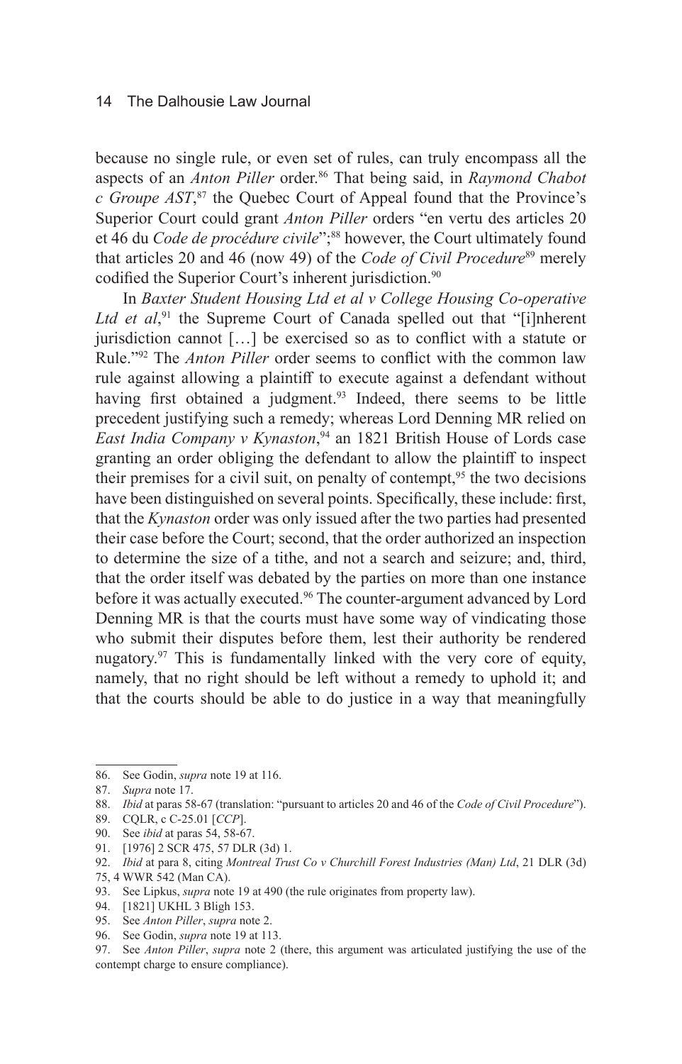because no single rule, or even set of rules, can truly encompass all the aspects of an *Anton Piller* order.[86] That being said, in *Raymond Chabot c Groupe AST*,[87] the Quebec Court of Appeal found that the Province's Superior Court could grant *Anton Piller* orders "en vertu des articles 20 et 46 du *Code de procédure civile*";[88] however, the Court ultimately found that articles 20 and 46 (now 49) of the *Code of Civil Procedure*[89] merely codified the Superior Court's inherent jurisdiction.[90]

In *Baxter Student Housing Ltd et al v College Housing Co-operative Ltd et al*,[91] the Supreme Court of Canada spelled out that "[i]nherent jurisdiction cannot […] be exercised so as to conflict with a statute or Rule."[92] The *Anton Piller* order seems to conflict with the common law rule against allowing a plaintiff to execute against a defendant without having first obtained a judgment.[93] Indeed, there seems to be little precedent justifying such a remedy; whereas Lord Denning MR relied on *East India Company v Kynaston*,[94] an 1821 British House of Lords case granting an order obliging the defendant to allow the plaintiff to inspect their premises for a civil suit, on penalty of contempt,[95] the two decisions have been distinguished on several points. Specifically, these include: first, that the *Kynaston* order was only issued after the two parties had presented their case before the Court; second, that the order authorized an inspection to determine the size of a tithe, and not a search and seizure; and, third, that the order itself was debated by the parties on more than one instance before it was actually executed.[96] The counter-argument advanced by Lord Denning MR is that the courts must have some way of vindicating those who submit their disputes before them, lest their authority be rendered nugatory.[97] This is fundamentally linked with the very core of equity, namely, that no right should be left without a remedy to uphold it; and that the courts should be able to do justice in a way that meaningfully

---

86. See Godin, *supra* note 19 at 116.
87. *Supra* note 17.
88. *Ibid* at paras 58-67 (translation: "pursuant to articles 20 and 46 of the *Code of Civil Procedure*").
89. CQLR, c C-25.01 [*CCP*].
90. See *ibid* at paras 54, 58-67.
91. [1976] 2 SCR 475, 57 DLR (3d) 1.
92. *Ibid* at para 8, citing *Montreal Trust Co v Churchill Forest Industries (Man) Ltd*, 21 DLR (3d) 75, 4 WWR 542 (Man CA).
93. See Lipkus, *supra* note 19 at 490 (the rule originates from property law).
94. [1821] UKHL 3 Bligh 153.
95. See *Anton Piller*, *supra* note 2.
96. See Godin, *supra* note 19 at 113.
97. See *Anton Piller*, *supra* note 2 (there, this argument was articulated justifying the use of the contempt charge to ensure compliance).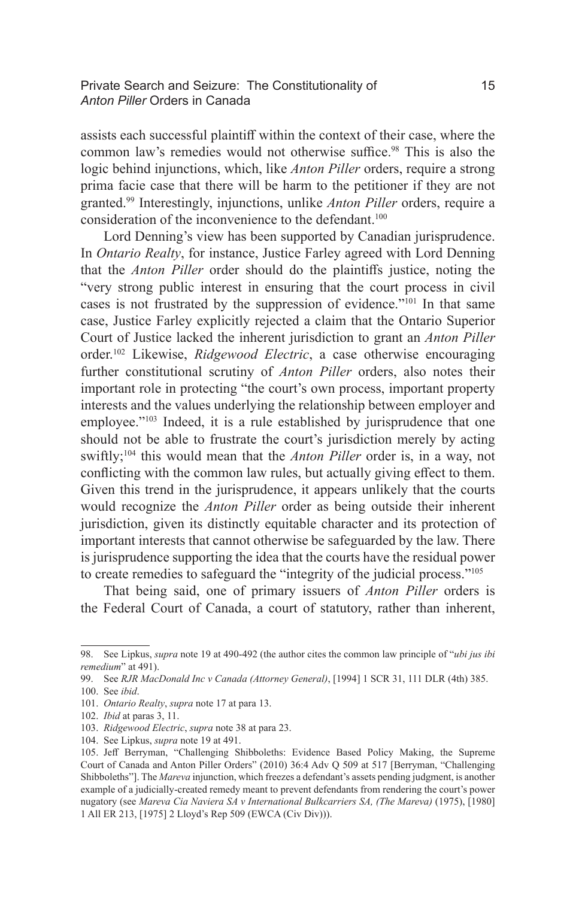assists each successful plaintiff within the context of their case, where the common law's remedies would not otherwise suffice.[98] This is also the logic behind injunctions, which, like *Anton Piller* orders, require a strong prima facie case that there will be harm to the petitioner if they are not granted.[99] Interestingly, injunctions, unlike *Anton Piller* orders, require a consideration of the inconvenience to the defendant.[100]

Lord Denning's view has been supported by Canadian jurisprudence. In *Ontario Realty*, for instance, Justice Farley agreed with Lord Denning that the *Anton Piller* order should do the plaintiffs justice, noting the "very strong public interest in ensuring that the court process in civil cases is not frustrated by the suppression of evidence."[101] In that same case, Justice Farley explicitly rejected a claim that the Ontario Superior Court of Justice lacked the inherent jurisdiction to grant an *Anton Piller* order.[102] Likewise, *Ridgewood Electric*, a case otherwise encouraging further constitutional scrutiny of *Anton Piller* orders, also notes their important role in protecting "the court's own process, important property interests and the values underlying the relationship between employer and employee."[103] Indeed, it is a rule established by jurisprudence that one should not be able to frustrate the court's jurisdiction merely by acting swiftly;[104] this would mean that the *Anton Piller* order is, in a way, not conflicting with the common law rules, but actually giving effect to them. Given this trend in the jurisprudence, it appears unlikely that the courts would recognize the *Anton Piller* order as being outside their inherent jurisdiction, given its distinctly equitable character and its protection of important interests that cannot otherwise be safeguarded by the law. There is jurisprudence supporting the idea that the courts have the residual power to create remedies to safeguard the "integrity of the judicial process."[105]

That being said, one of primary issuers of *Anton Piller* orders is the Federal Court of Canada, a court of statutory, rather than inherent,

---

98. See Lipkus, *supra* note 19 at 490-492 (the author cites the common law principle of "*ubi jus ibi remedium*" at 491).

99. See *RJR MacDonald Inc v Canada (Attorney General)*, [1994] 1 SCR 31, 111 DLR (4th) 385.

100. See *ibid*.

101. *Ontario Realty*, *supra* note 17 at para 13.

102. *Ibid* at paras 3, 11.

103. *Ridgewood Electric*, *supra* note 38 at para 23.

104. See Lipkus, *supra* note 19 at 491.

105. Jeff Berryman, "Challenging Shibboleths: Evidence Based Policy Making, the Supreme Court of Canada and Anton Piller Orders" (2010) 36:4 Adv Q 509 at 517 [Berryman, "Challenging Shibboleths"]. The *Mareva* injunction, which freezes a defendant's assets pending judgment, is another example of a judicially-created remedy meant to prevent defendants from rendering the court's power nugatory (see *Mareva Cia Naviera SA v International Bulkcarriers SA, (The Mareva)* (1975), [1980] 1 All ER 213, [1975] 2 Lloyd's Rep 509 (EWCA (Civ Div))).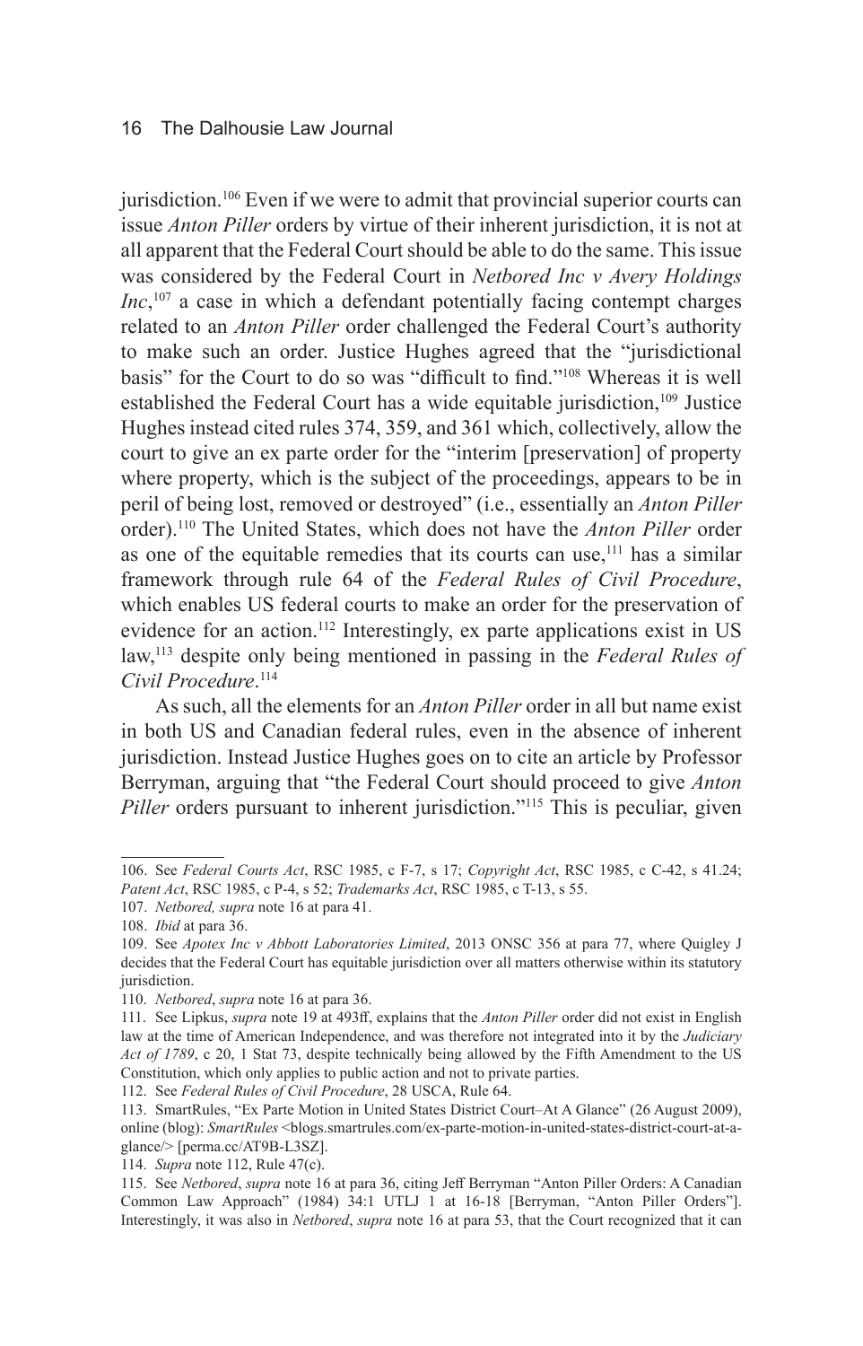jurisdiction.[106] Even if we were to admit that provincial superior courts can issue *Anton Piller* orders by virtue of their inherent jurisdiction, it is not at all apparent that the Federal Court should be able to do the same. This issue was considered by the Federal Court in *Netbored Inc v Avery Holdings Inc*,[107] a case in which a defendant potentially facing contempt charges related to an *Anton Piller* order challenged the Federal Court's authority to make such an order. Justice Hughes agreed that the "jurisdictional basis" for the Court to do so was "difficult to find."[108] Whereas it is well established the Federal Court has a wide equitable jurisdiction,[109] Justice Hughes instead cited rules 374, 359, and 361 which, collectively, allow the court to give an ex parte order for the "interim [preservation] of property where property, which is the subject of the proceedings, appears to be in peril of being lost, removed or destroyed" (i.e., essentially an *Anton Piller* order).[110] The United States, which does not have the *Anton Piller* order as one of the equitable remedies that its courts can use,[111] has a similar framework through rule 64 of the *Federal Rules of Civil Procedure*, which enables US federal courts to make an order for the preservation of evidence for an action.[112] Interestingly, ex parte applications exist in US law,[113] despite only being mentioned in passing in the *Federal Rules of Civil Procedure*.[114]

As such, all the elements for an *Anton Piller* order in all but name exist in both US and Canadian federal rules, even in the absence of inherent jurisdiction. Instead Justice Hughes goes on to cite an article by Professor Berryman, arguing that "the Federal Court should proceed to give *Anton Piller* orders pursuant to inherent jurisdiction."[115] This is peculiar, given

---

106. See *Federal Courts Act*, RSC 1985, c F-7, s 17; *Copyright Act*, RSC 1985, c C-42, s 41.24; *Patent Act*, RSC 1985, c P-4, s 52; *Trademarks Act*, RSC 1985, c T-13, s 55.

107. *Netbored, supra* note 16 at para 41.

108. *Ibid* at para 36.

109. See *Apotex Inc v Abbott Laboratories Limited*, 2013 ONSC 356 at para 77, where Quigley J decides that the Federal Court has equitable jurisdiction over all matters otherwise within its statutory jurisdiction.

110. *Netbored*, *supra* note 16 at para 36.

111. See Lipkus, *supra* note 19 at 493ff, explains that the *Anton Piller* order did not exist in English law at the time of American Independence, and was therefore not integrated into it by the *Judiciary Act of 1789*, c 20, 1 Stat 73, despite technically being allowed by the Fifth Amendment to the US Constitution, which only applies to public action and not to private parties.

112. See *Federal Rules of Civil Procedure*, 28 USCA, Rule 64.

113. SmartRules, "Ex Parte Motion in United States District Court–At A Glance" (26 August 2009), online (blog): *SmartRules* <blogs.smartrules.com/ex-parte-motion-in-united-states-district-court-at-a-glance/> [perma.cc/AT9B-L3SZ].

114. *Supra* note 112, Rule 47(c).

115. See *Netbored*, *supra* note 16 at para 36, citing Jeff Berryman "Anton Piller Orders: A Canadian Common Law Approach" (1984) 34:1 UTLJ 1 at 16-18 [Berryman, "Anton Piller Orders"]. Interestingly, it was also in *Netbored*, *supra* note 16 at para 53, that the Court recognized that it can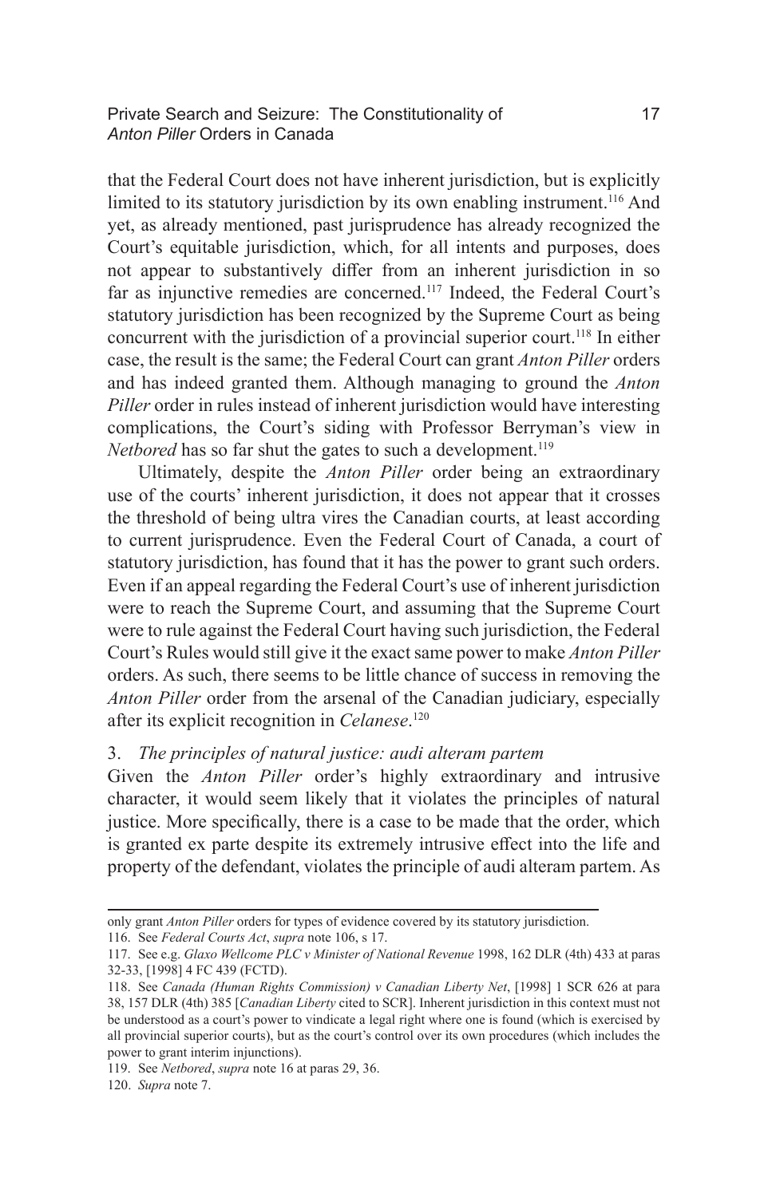that the Federal Court does not have inherent jurisdiction, but is explicitly limited to its statutory jurisdiction by its own enabling instrument.[116] And yet, as already mentioned, past jurisprudence has already recognized the Court's equitable jurisdiction, which, for all intents and purposes, does not appear to substantively differ from an inherent jurisdiction in so far as injunctive remedies are concerned.[117] Indeed, the Federal Court's statutory jurisdiction has been recognized by the Supreme Court as being concurrent with the jurisdiction of a provincial superior court.[118] In either case, the result is the same; the Federal Court can grant *Anton Piller* orders and has indeed granted them. Although managing to ground the *Anton Piller* order in rules instead of inherent jurisdiction would have interesting complications, the Court's siding with Professor Berryman's view in *Netbored* has so far shut the gates to such a development.[119]

Ultimately, despite the *Anton Piller* order being an extraordinary use of the courts' inherent jurisdiction, it does not appear that it crosses the threshold of being ultra vires the Canadian courts, at least according to current jurisprudence. Even the Federal Court of Canada, a court of statutory jurisdiction, has found that it has the power to grant such orders. Even if an appeal regarding the Federal Court's use of inherent jurisdiction were to reach the Supreme Court, and assuming that the Supreme Court were to rule against the Federal Court having such jurisdiction, the Federal Court's Rules would still give it the exact same power to make *Anton Piller* orders. As such, there seems to be little chance of success in removing the *Anton Piller* order from the arsenal of the Canadian judiciary, especially after its explicit recognition in *Celanese*.[120]

### 3. *The principles of natural justice: audi alteram partem*

Given the *Anton Piller* order's highly extraordinary and intrusive character, it would seem likely that it violates the principles of natural justice. More specifically, there is a case to be made that the order, which is granted ex parte despite its extremely intrusive effect into the life and property of the defendant, violates the principle of audi alteram partem. As

---

only grant *Anton Piller* orders for types of evidence covered by its statutory jurisdiction.

116. See *Federal Courts Act*, *supra* note 106, s 17.

117. See e.g. *Glaxo Wellcome PLC v Minister of National Revenue* 1998, 162 DLR (4th) 433 at paras 32-33, [1998] 4 FC 439 (FCTD).

118. See *Canada (Human Rights Commission) v Canadian Liberty Net*, [1998] 1 SCR 626 at para 38, 157 DLR (4th) 385 [*Canadian Liberty* cited to SCR]. Inherent jurisdiction in this context must not be understood as a court's power to vindicate a legal right where one is found (which is exercised by all provincial superior courts), but as the court's control over its own procedures (which includes the power to grant interim injunctions).

119. See *Netbored*, *supra* note 16 at paras 29, 36.

120. *Supra* note 7.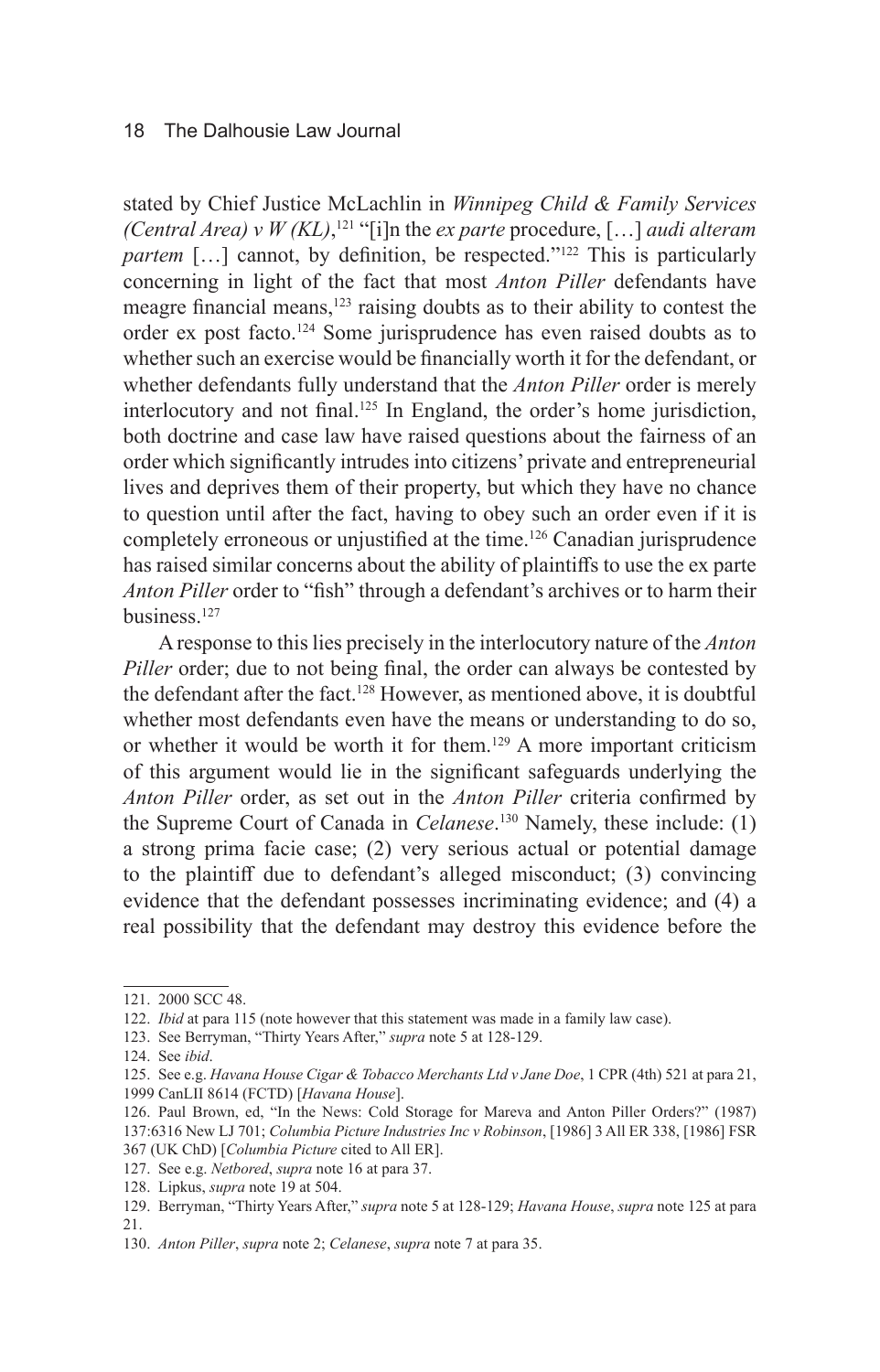stated by Chief Justice McLachlin in *Winnipeg Child & Family Services (Central Area) v W (KL)*,[121] "[i]n the *ex parte* procedure, […] *audi alteram partem* […] cannot, by definition, be respected."[122] This is particularly concerning in light of the fact that most *Anton Piller* defendants have meagre financial means,[123] raising doubts as to their ability to contest the order ex post facto.[124] Some jurisprudence has even raised doubts as to whether such an exercise would be financially worth it for the defendant, or whether defendants fully understand that the *Anton Piller* order is merely interlocutory and not final.[125] In England, the order's home jurisdiction, both doctrine and case law have raised questions about the fairness of an order which significantly intrudes into citizens' private and entrepreneurial lives and deprives them of their property, but which they have no chance to question until after the fact, having to obey such an order even if it is completely erroneous or unjustified at the time.[126] Canadian jurisprudence has raised similar concerns about the ability of plaintiffs to use the ex parte *Anton Piller* order to "fish" through a defendant's archives or to harm their business.[127]

A response to this lies precisely in the interlocutory nature of the *Anton Piller* order; due to not being final, the order can always be contested by the defendant after the fact.[128] However, as mentioned above, it is doubtful whether most defendants even have the means or understanding to do so, or whether it would be worth it for them.[129] A more important criticism of this argument would lie in the significant safeguards underlying the *Anton Piller* order, as set out in the *Anton Piller* criteria confirmed by the Supreme Court of Canada in *Celanese*.[130] Namely, these include: (1) a strong prima facie case; (2) very serious actual or potential damage to the plaintiff due to defendant's alleged misconduct; (3) convincing evidence that the defendant possesses incriminating evidence; and (4) a real possibility that the defendant may destroy this evidence before the

---

121. 2000 SCC 48.

122. *Ibid* at para 115 (note however that this statement was made in a family law case).

123. See Berryman, "Thirty Years After," *supra* note 5 at 128-129.

124. See *ibid*.

125. See e.g. *Havana House Cigar & Tobacco Merchants Ltd v Jane Doe*, 1 CPR (4th) 521 at para 21, 1999 CanLII 8614 (FCTD) [*Havana House*].

126. Paul Brown, ed, "In the News: Cold Storage for Mareva and Anton Piller Orders?" (1987) 137:6316 New LJ 701; *Columbia Picture Industries Inc v Robinson*, [1986] 3 All ER 338, [1986] FSR 367 (UK ChD) [*Columbia Picture* cited to All ER].

127. See e.g. *Netbored*, *supra* note 16 at para 37.

128. Lipkus, *supra* note 19 at 504.

129. Berryman, "Thirty Years After," *supra* note 5 at 128-129; *Havana House*, *supra* note 125 at para 21.

130. *Anton Piller*, *supra* note 2; *Celanese*, *supra* note 7 at para 35.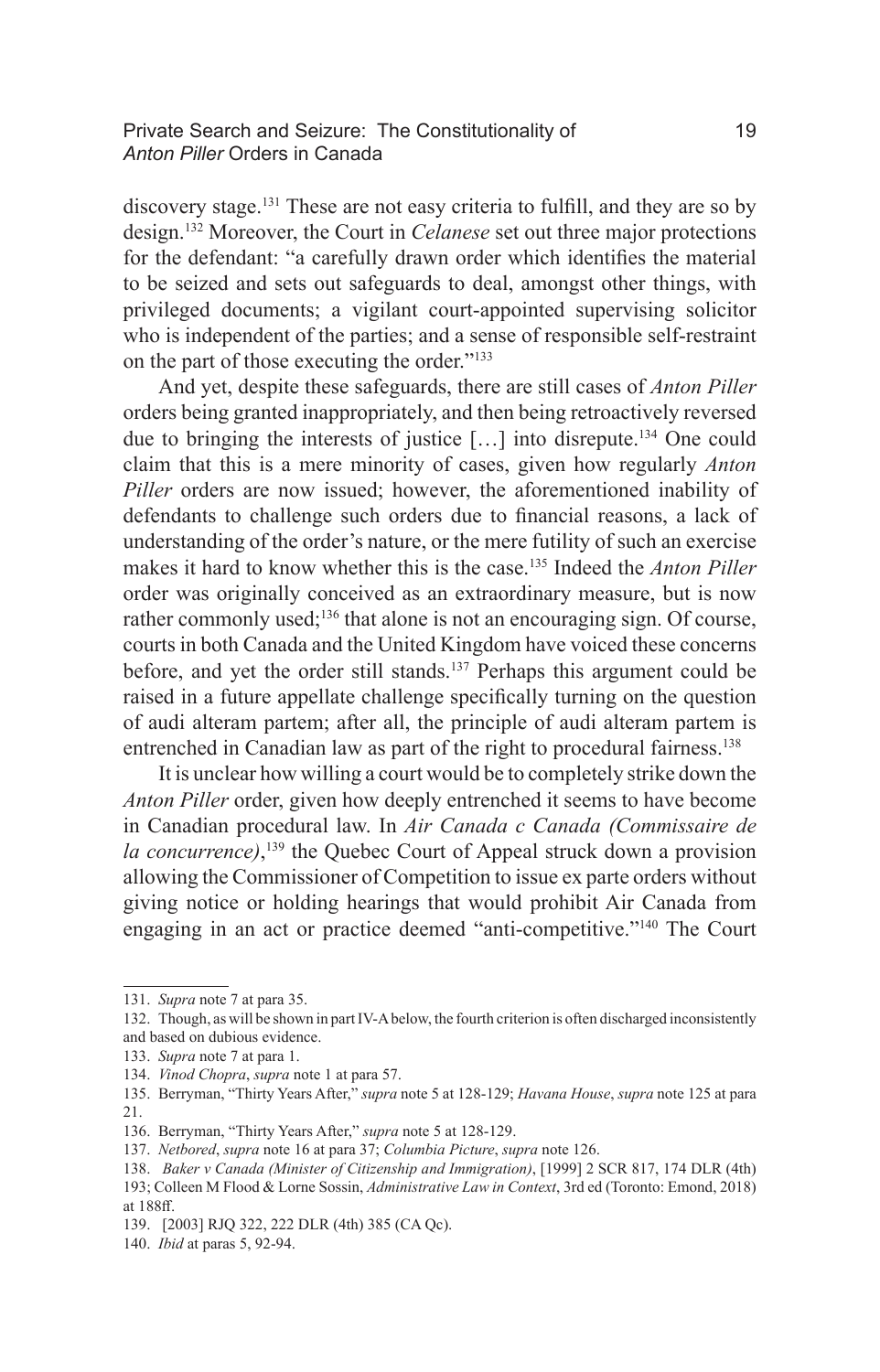discovery stage.[131] These are not easy criteria to fulfill, and they are so by design.[132] Moreover, the Court in *Celanese* set out three major protections for the defendant: "a carefully drawn order which identifies the material to be seized and sets out safeguards to deal, amongst other things, with privileged documents; a vigilant court-appointed supervising solicitor who is independent of the parties; and a sense of responsible self-restraint on the part of those executing the order."[133]

And yet, despite these safeguards, there are still cases of *Anton Piller* orders being granted inappropriately, and then being retroactively reversed due to bringing the interests of justice […] into disrepute.[134] One could claim that this is a mere minority of cases, given how regularly *Anton Piller* orders are now issued; however, the aforementioned inability of defendants to challenge such orders due to financial reasons, a lack of understanding of the order's nature, or the mere futility of such an exercise makes it hard to know whether this is the case.[135] Indeed the *Anton Piller* order was originally conceived as an extraordinary measure, but is now rather commonly used;[136] that alone is not an encouraging sign. Of course, courts in both Canada and the United Kingdom have voiced these concerns before, and yet the order still stands.[137] Perhaps this argument could be raised in a future appellate challenge specifically turning on the question of audi alteram partem; after all, the principle of audi alteram partem is entrenched in Canadian law as part of the right to procedural fairness.[138]

It is unclear how willing a court would be to completely strike down the *Anton Piller* order, given how deeply entrenched it seems to have become in Canadian procedural law. In *Air Canada c Canada (Commissaire de la concurrence)*,[139] the Quebec Court of Appeal struck down a provision allowing the Commissioner of Competition to issue ex parte orders without giving notice or holding hearings that would prohibit Air Canada from engaging in an act or practice deemed "anti-competitive."[140] The Court

---

131. *Supra* note 7 at para 35.

132. Though, as will be shown in part IV-A below, the fourth criterion is often discharged inconsistently and based on dubious evidence.

133. *Supra* note 7 at para 1.

134. *Vinod Chopra*, *supra* note 1 at para 57.

135. Berryman, "Thirty Years After," *supra* note 5 at 128-129; *Havana House*, *supra* note 125 at para 21.

136. Berryman, "Thirty Years After," *supra* note 5 at 128-129.

137. *Netbored*, *supra* note 16 at para 37; *Columbia Picture*, *supra* note 126.

138. *Baker v Canada (Minister of Citizenship and Immigration)*, [1999] 2 SCR 817, 174 DLR (4th) 193; Colleen M Flood & Lorne Sossin, *Administrative Law in Context*, 3rd ed (Toronto: Emond, 2018) at 188ff.

139. [2003] RJQ 322, 222 DLR (4th) 385 (CA Qc).

140. *Ibid* at paras 5, 92-94.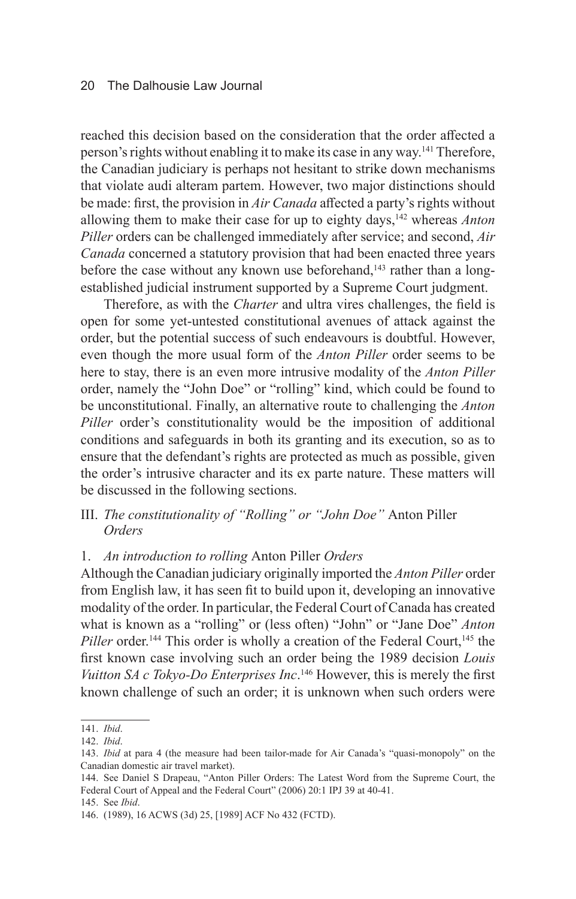reached this decision based on the consideration that the order affected a person's rights without enabling it to make its case in any way.[141] Therefore, the Canadian judiciary is perhaps not hesitant to strike down mechanisms that violate audi alteram partem. However, two major distinctions should be made: first, the provision in *Air Canada* affected a party's rights without allowing them to make their case for up to eighty days,[142] whereas *Anton Piller* orders can be challenged immediately after service; and second, *Air Canada* concerned a statutory provision that had been enacted three years before the case without any known use beforehand,[143] rather than a long-established judicial instrument supported by a Supreme Court judgment.

Therefore, as with the *Charter* and ultra vires challenges, the field is open for some yet-untested constitutional avenues of attack against the order, but the potential success of such endeavours is doubtful. However, even though the more usual form of the *Anton Piller* order seems to be here to stay, there is an even more intrusive modality of the *Anton Piller* order, namely the "John Doe" or "rolling" kind, which could be found to be unconstitutional. Finally, an alternative route to challenging the *Anton Piller* order's constitutionality would be the imposition of additional conditions and safeguards in both its granting and its execution, so as to ensure that the defendant's rights are protected as much as possible, given the order's intrusive character and its ex parte nature. These matters will be discussed in the following sections.

## III. *The constitutionality of "Rolling" or "John Doe"* Anton Piller *Orders*

### 1. *An introduction to rolling* Anton Piller *Orders*

Although the Canadian judiciary originally imported the *Anton Piller* order from English law, it has seen fit to build upon it, developing an innovative modality of the order. In particular, the Federal Court of Canada has created what is known as a "rolling" or (less often) "John" or "Jane Doe" *Anton Piller* order.[144] This order is wholly a creation of the Federal Court,[145] the first known case involving such an order being the 1989 decision *Louis Vuitton SA c Tokyo-Do Enterprises Inc*.[146] However, this is merely the first known challenge of such an order; it is unknown when such orders were

141. *Ibid*.

142. *Ibid*.

143. *Ibid* at para 4 (the measure had been tailor-made for Air Canada's "quasi-monopoly" on the Canadian domestic air travel market).

144. See Daniel S Drapeau, "Anton Piller Orders: The Latest Word from the Supreme Court, the Federal Court of Appeal and the Federal Court" (2006) 20:1 IPJ 39 at 40-41.

145. See *Ibid*.

146. (1989), 16 ACWS (3d) 25, [1989] ACF No 432 (FCTD).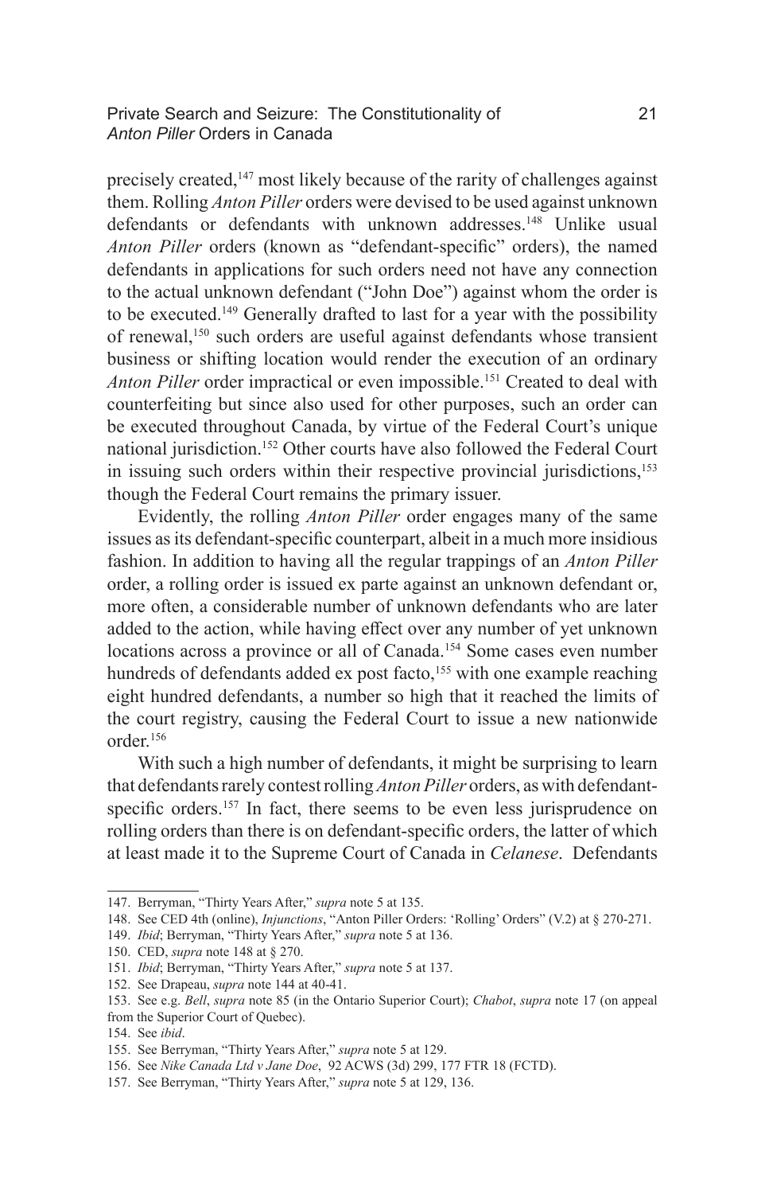precisely created,[147] most likely because of the rarity of challenges against them. Rolling *Anton Piller* orders were devised to be used against unknown defendants or defendants with unknown addresses.[148] Unlike usual *Anton Piller* orders (known as "defendant-specific" orders), the named defendants in applications for such orders need not have any connection to the actual unknown defendant ("John Doe") against whom the order is to be executed.[149] Generally drafted to last for a year with the possibility of renewal,[150] such orders are useful against defendants whose transient business or shifting location would render the execution of an ordinary *Anton Piller* order impractical or even impossible.[151] Created to deal with counterfeiting but since also used for other purposes, such an order can be executed throughout Canada, by virtue of the Federal Court's unique national jurisdiction.[152] Other courts have also followed the Federal Court in issuing such orders within their respective provincial jurisdictions,[153] though the Federal Court remains the primary issuer.

Evidently, the rolling *Anton Piller* order engages many of the same issues as its defendant-specific counterpart, albeit in a much more insidious fashion. In addition to having all the regular trappings of an *Anton Piller* order, a rolling order is issued ex parte against an unknown defendant or, more often, a considerable number of unknown defendants who are later added to the action, while having effect over any number of yet unknown locations across a province or all of Canada.[154] Some cases even number hundreds of defendants added ex post facto,[155] with one example reaching eight hundred defendants, a number so high that it reached the limits of the court registry, causing the Federal Court to issue a new nationwide order.[156]

With such a high number of defendants, it might be surprising to learn that defendants rarely contest rolling *Anton Piller* orders, as with defendant-specific orders.[157] In fact, there seems to be even less jurisprudence on rolling orders than there is on defendant-specific orders, the latter of which at least made it to the Supreme Court of Canada in *Celanese*. Defendants

---

147. Berryman, "Thirty Years After," *supra* note 5 at 135.

148. See CED 4th (online), *Injunctions*, "Anton Piller Orders: 'Rolling' Orders" (V.2) at § 270-271.

149. *Ibid*; Berryman, "Thirty Years After," *supra* note 5 at 136.

150. CED, *supra* note 148 at § 270.

151. *Ibid*; Berryman, "Thirty Years After," *supra* note 5 at 137.

152. See Drapeau, *supra* note 144 at 40-41.

153. See e.g. *Bell*, *supra* note 85 (in the Ontario Superior Court); *Chabot*, *supra* note 17 (on appeal from the Superior Court of Quebec).

154. See *ibid*.

155. See Berryman, "Thirty Years After," *supra* note 5 at 129.

156. See *Nike Canada Ltd v Jane Doe*, 92 ACWS (3d) 299, 177 FTR 18 (FCTD).

157. See Berryman, "Thirty Years After," *supra* note 5 at 129, 136.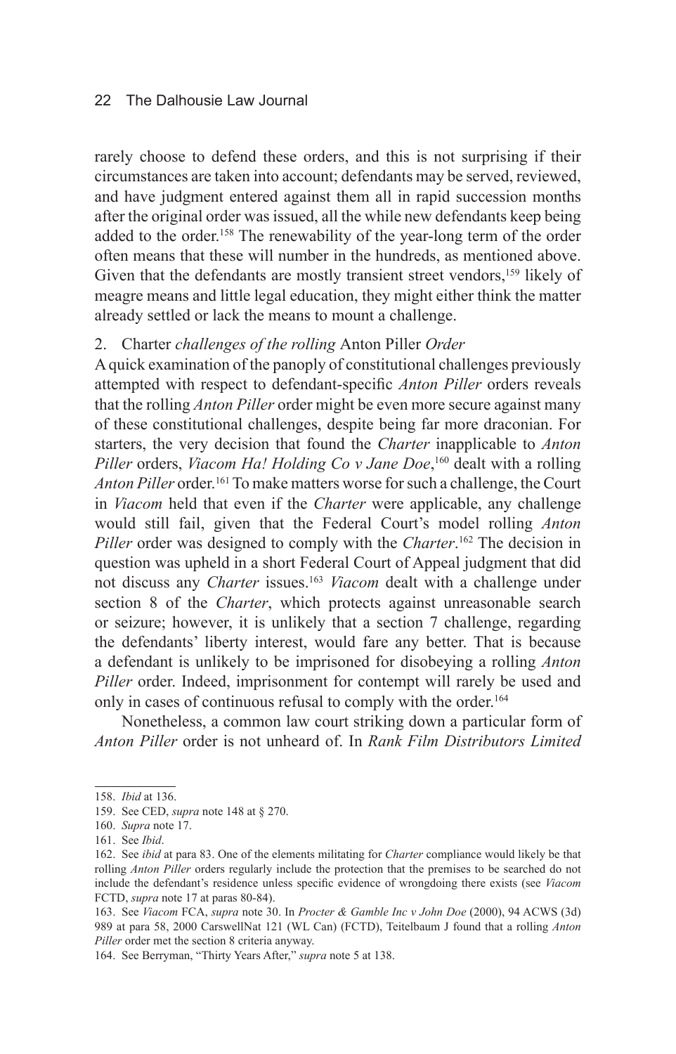rarely choose to defend these orders, and this is not surprising if their circumstances are taken into account; defendants may be served, reviewed, and have judgment entered against them all in rapid succession months after the original order was issued, all the while new defendants keep being added to the order.[158] The renewability of the year-long term of the order often means that these will number in the hundreds, as mentioned above. Given that the defendants are mostly transient street vendors,[159] likely of meagre means and little legal education, they might either think the matter already settled or lack the means to mount a challenge.

2. Charter *challenges of the rolling* Anton Piller *Order*

A quick examination of the panoply of constitutional challenges previously attempted with respect to defendant-specific *Anton Piller* orders reveals that the rolling *Anton Piller* order might be even more secure against many of these constitutional challenges, despite being far more draconian. For starters, the very decision that found the *Charter* inapplicable to *Anton Piller* orders, *Viacom Ha! Holding Co v Jane Doe*,[160] dealt with a rolling *Anton Piller* order.[161] To make matters worse for such a challenge, the Court in *Viacom* held that even if the *Charter* were applicable, any challenge would still fail, given that the Federal Court's model rolling *Anton Piller* order was designed to comply with the *Charter*.[162] The decision in question was upheld in a short Federal Court of Appeal judgment that did not discuss any *Charter* issues.[163] *Viacom* dealt with a challenge under section 8 of the *Charter*, which protects against unreasonable search or seizure; however, it is unlikely that a section 7 challenge, regarding the defendants' liberty interest, would fare any better. That is because a defendant is unlikely to be imprisoned for disobeying a rolling *Anton Piller* order. Indeed, imprisonment for contempt will rarely be used and only in cases of continuous refusal to comply with the order.[164]

Nonetheless, a common law court striking down a particular form of *Anton Piller* order is not unheard of. In *Rank Film Distributors Limited*

---

158. *Ibid* at 136.

159. See CED, *supra* note 148 at § 270.

160. *Supra* note 17.

161. See *Ibid*.

162. See *ibid* at para 83. One of the elements militating for *Charter* compliance would likely be that rolling *Anton Piller* orders regularly include the protection that the premises to be searched do not include the defendant's residence unless specific evidence of wrongdoing there exists (see *Viacom* FCTD, *supra* note 17 at paras 80-84).

163. See *Viacom* FCA, *supra* note 30. In *Procter & Gamble Inc v John Doe* (2000), 94 ACWS (3d) 989 at para 58, 2000 CarswellNat 121 (WL Can) (FCTD), Teitelbaum J found that a rolling *Anton Piller* order met the section 8 criteria anyway.

164. See Berryman, "Thirty Years After," *supra* note 5 at 138.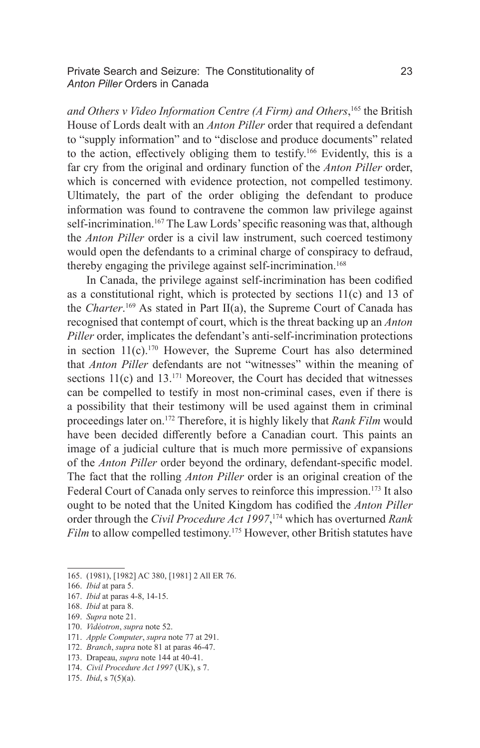*and Others v Video Information Centre (A Firm) and Others*,[165] the British House of Lords dealt with an *Anton Piller* order that required a defendant to "supply information" and to "disclose and produce documents" related to the action, effectively obliging them to testify.[166] Evidently, this is a far cry from the original and ordinary function of the *Anton Piller* order, which is concerned with evidence protection, not compelled testimony. Ultimately, the part of the order obliging the defendant to produce information was found to contravene the common law privilege against self-incrimination.[167] The Law Lords' specific reasoning was that, although the *Anton Piller* order is a civil law instrument, such coerced testimony would open the defendants to a criminal charge of conspiracy to defraud, thereby engaging the privilege against self-incrimination.[168]

In Canada, the privilege against self-incrimination has been codified as a constitutional right, which is protected by sections 11(c) and 13 of the *Charter*.[169] As stated in Part II(a), the Supreme Court of Canada has recognised that contempt of court, which is the threat backing up an *Anton Piller* order, implicates the defendant's anti-self-incrimination protections in section 11(c).[170] However, the Supreme Court has also determined that *Anton Piller* defendants are not "witnesses" within the meaning of sections 11(c) and 13.[171] Moreover, the Court has decided that witnesses can be compelled to testify in most non-criminal cases, even if there is a possibility that their testimony will be used against them in criminal proceedings later on.[172] Therefore, it is highly likely that *Rank Film* would have been decided differently before a Canadian court. This paints an image of a judicial culture that is much more permissive of expansions of the *Anton Piller* order beyond the ordinary, defendant-specific model. The fact that the rolling *Anton Piller* order is an original creation of the Federal Court of Canada only serves to reinforce this impression.[173] It also ought to be noted that the United Kingdom has codified the *Anton Piller* order through the *Civil Procedure Act 1997*,[174] which has overturned *Rank Film* to allow compelled testimony.[175] However, other British statutes have

165. (1981), [1982] AC 380, [1981] 2 All ER 76.
166. *Ibid* at para 5.
167. *Ibid* at paras 4-8, 14-15.
168. *Ibid* at para 8.
169. *Supra* note 21.
170. *Vidéotron*, *supra* note 52.
171. *Apple Computer*, *supra* note 77 at 291.
172. *Branch*, *supra* note 81 at paras 46-47.
173. Drapeau, *supra* note 144 at 40-41.
174. *Civil Procedure Act 1997* (UK), s 7.
175. *Ibid*, s 7(5)(a).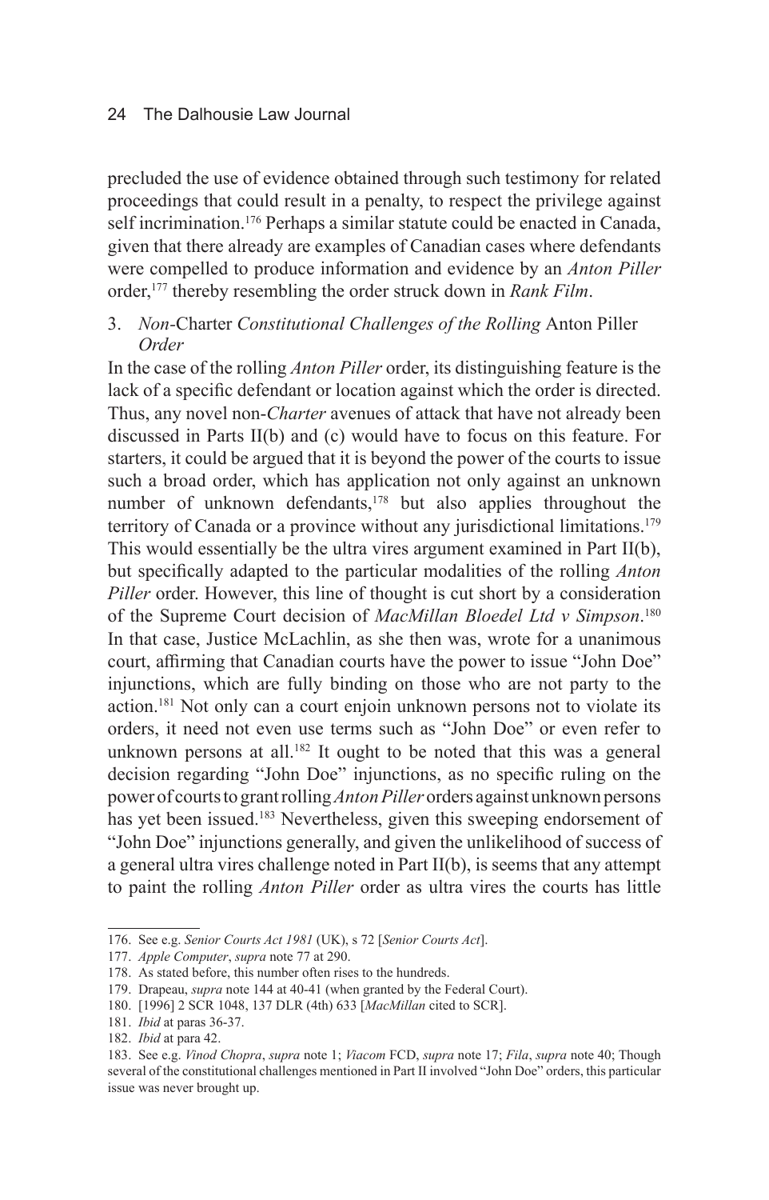precluded the use of evidence obtained through such testimony for related proceedings that could result in a penalty, to respect the privilege against self incrimination.[176] Perhaps a similar statute could be enacted in Canada, given that there already are examples of Canadian cases where defendants were compelled to produce information and evidence by an *Anton Piller* order,[177] thereby resembling the order struck down in *Rank Film*.

### 3. *Non-*Charter *Constitutional Challenges of the Rolling* Anton Piller *Order*

In the case of the rolling *Anton Piller* order, its distinguishing feature is the lack of a specific defendant or location against which the order is directed. Thus, any novel non-*Charter* avenues of attack that have not already been discussed in Parts II(b) and (c) would have to focus on this feature. For starters, it could be argued that it is beyond the power of the courts to issue such a broad order, which has application not only against an unknown number of unknown defendants,[178] but also applies throughout the territory of Canada or a province without any jurisdictional limitations.[179] This would essentially be the ultra vires argument examined in Part II(b), but specifically adapted to the particular modalities of the rolling *Anton Piller* order. However, this line of thought is cut short by a consideration of the Supreme Court decision of *MacMillan Bloedel Ltd v Simpson*.[180] In that case, Justice McLachlin, as she then was, wrote for a unanimous court, affirming that Canadian courts have the power to issue "John Doe" injunctions, which are fully binding on those who are not party to the action.[181] Not only can a court enjoin unknown persons not to violate its orders, it need not even use terms such as "John Doe" or even refer to unknown persons at all.[182] It ought to be noted that this was a general decision regarding "John Doe" injunctions, as no specific ruling on the power of courts to grant rolling *Anton Piller* orders against unknown persons has yet been issued.[183] Nevertheless, given this sweeping endorsement of "John Doe" injunctions generally, and given the unlikelihood of success of a general ultra vires challenge noted in Part II(b), is seems that any attempt to paint the rolling *Anton Piller* order as ultra vires the courts has little

---

176. See e.g. *Senior Courts Act 1981* (UK), s 72 [*Senior Courts Act*].

177. *Apple Computer*, *supra* note 77 at 290.

178. As stated before, this number often rises to the hundreds.

179. Drapeau, *supra* note 144 at 40-41 (when granted by the Federal Court).

180. [1996] 2 SCR 1048, 137 DLR (4th) 633 [*MacMillan* cited to SCR].

181. *Ibid* at paras 36-37.

182. *Ibid* at para 42.

183. See e.g. *Vinod Chopra*, *supra* note 1; *Viacom* FCD, *supra* note 17; *Fila*, *supra* note 40; Though several of the constitutional challenges mentioned in Part II involved "John Doe" orders, this particular issue was never brought up.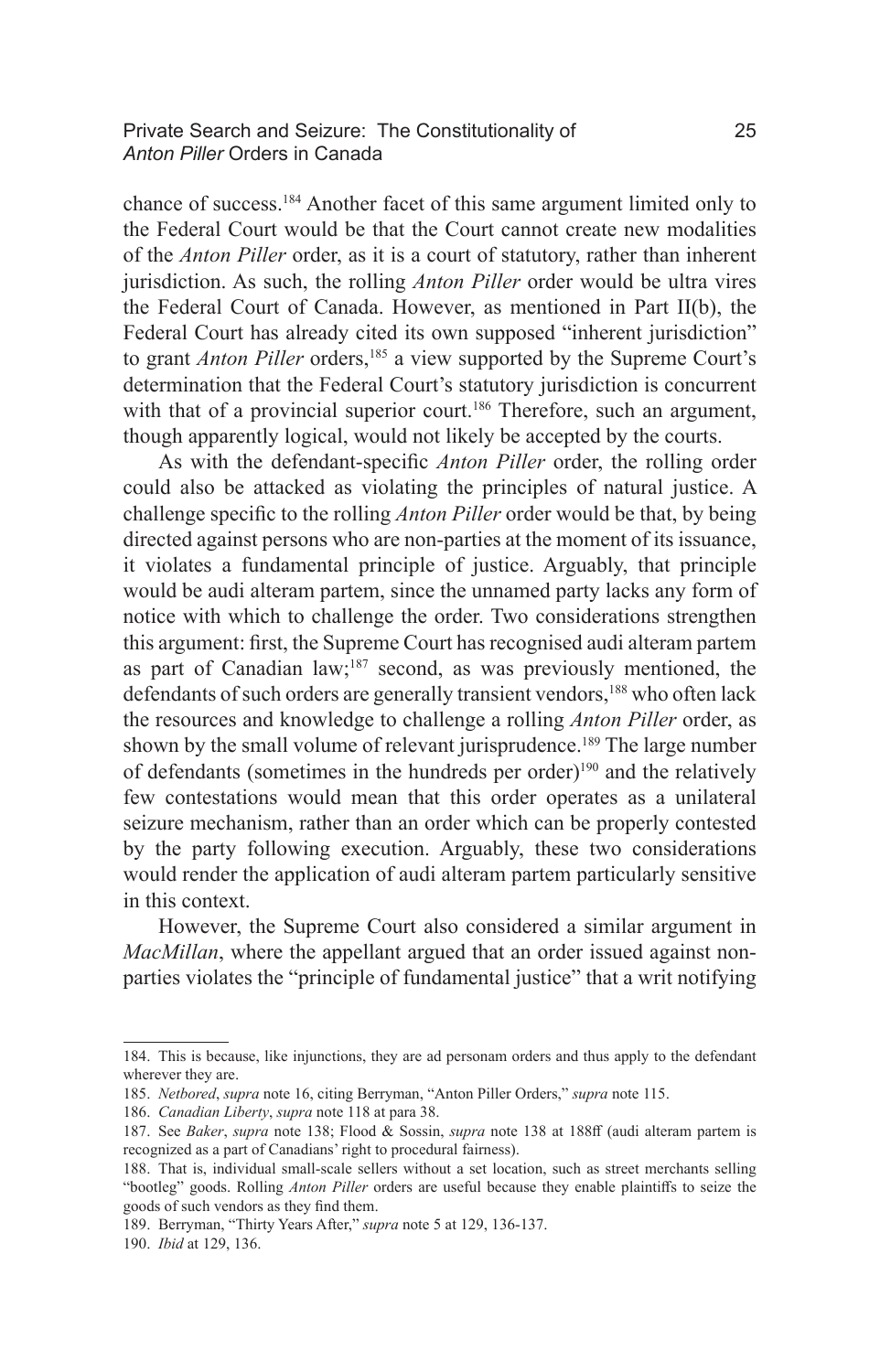chance of success.[184] Another facet of this same argument limited only to the Federal Court would be that the Court cannot create new modalities of the *Anton Piller* order, as it is a court of statutory, rather than inherent jurisdiction. As such, the rolling *Anton Piller* order would be ultra vires the Federal Court of Canada. However, as mentioned in Part II(b), the Federal Court has already cited its own supposed "inherent jurisdiction" to grant *Anton Piller* orders,[185] a view supported by the Supreme Court's determination that the Federal Court's statutory jurisdiction is concurrent with that of a provincial superior court.[186] Therefore, such an argument, though apparently logical, would not likely be accepted by the courts.

As with the defendant-specific *Anton Piller* order, the rolling order could also be attacked as violating the principles of natural justice. A challenge specific to the rolling *Anton Piller* order would be that, by being directed against persons who are non-parties at the moment of its issuance, it violates a fundamental principle of justice. Arguably, that principle would be audi alteram partem, since the unnamed party lacks any form of notice with which to challenge the order. Two considerations strengthen this argument: first, the Supreme Court has recognised audi alteram partem as part of Canadian law;[187] second, as was previously mentioned, the defendants of such orders are generally transient vendors,[188] who often lack the resources and knowledge to challenge a rolling *Anton Piller* order, as shown by the small volume of relevant jurisprudence.[189] The large number of defendants (sometimes in the hundreds per order)[190] and the relatively few contestations would mean that this order operates as a unilateral seizure mechanism, rather than an order which can be properly contested by the party following execution. Arguably, these two considerations would render the application of audi alteram partem particularly sensitive in this context.

However, the Supreme Court also considered a similar argument in *MacMillan*, where the appellant argued that an order issued against non-parties violates the "principle of fundamental justice" that a writ notifying

---

184. This is because, like injunctions, they are ad personam orders and thus apply to the defendant wherever they are.

185. *Netbored*, *supra* note 16, citing Berryman, "Anton Piller Orders," *supra* note 115.

186. *Canadian Liberty*, *supra* note 118 at para 38.

187. See *Baker*, *supra* note 138; Flood & Sossin, *supra* note 138 at 188ff (audi alteram partem is recognized as a part of Canadians' right to procedural fairness).

188. That is, individual small-scale sellers without a set location, such as street merchants selling "bootleg" goods. Rolling *Anton Piller* orders are useful because they enable plaintiffs to seize the goods of such vendors as they find them.

189. Berryman, "Thirty Years After," *supra* note 5 at 129, 136-137.

190. *Ibid* at 129, 136.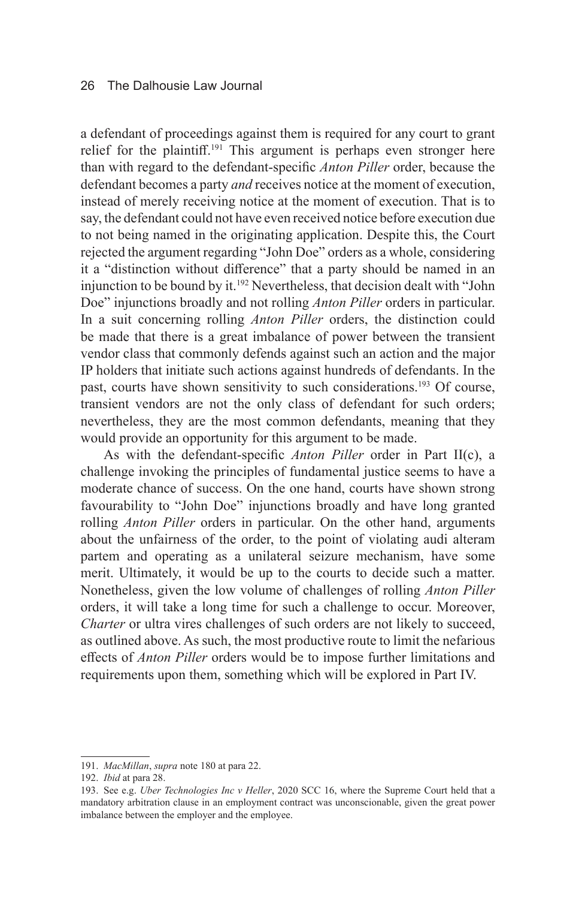a defendant of proceedings against them is required for any court to grant relief for the plaintiff.[191] This argument is perhaps even stronger here than with regard to the defendant-specific *Anton Piller* order, because the defendant becomes a party *and* receives notice at the moment of execution, instead of merely receiving notice at the moment of execution. That is to say, the defendant could not have even received notice before execution due to not being named in the originating application. Despite this, the Court rejected the argument regarding "John Doe" orders as a whole, considering it a "distinction without difference" that a party should be named in an injunction to be bound by it.[192] Nevertheless, that decision dealt with "John Doe" injunctions broadly and not rolling *Anton Piller* orders in particular. In a suit concerning rolling *Anton Piller* orders, the distinction could be made that there is a great imbalance of power between the transient vendor class that commonly defends against such an action and the major IP holders that initiate such actions against hundreds of defendants. In the past, courts have shown sensitivity to such considerations.[193] Of course, transient vendors are not the only class of defendant for such orders; nevertheless, they are the most common defendants, meaning that they would provide an opportunity for this argument to be made.

As with the defendant-specific *Anton Piller* order in Part II(c), a challenge invoking the principles of fundamental justice seems to have a moderate chance of success. On the one hand, courts have shown strong favourability to "John Doe" injunctions broadly and have long granted rolling *Anton Piller* orders in particular. On the other hand, arguments about the unfairness of the order, to the point of violating audi alteram partem and operating as a unilateral seizure mechanism, have some merit. Ultimately, it would be up to the courts to decide such a matter. Nonetheless, given the low volume of challenges of rolling *Anton Piller* orders, it will take a long time for such a challenge to occur. Moreover, *Charter* or ultra vires challenges of such orders are not likely to succeed, as outlined above. As such, the most productive route to limit the nefarious effects of *Anton Piller* orders would be to impose further limitations and requirements upon them, something which will be explored in Part IV.

---

191. *MacMillan*, *supra* note 180 at para 22.

192. *Ibid* at para 28.

193. See e.g. *Uber Technologies Inc v Heller*, 2020 SCC 16, where the Supreme Court held that a mandatory arbitration clause in an employment contract was unconscionable, given the great power imbalance between the employer and the employee.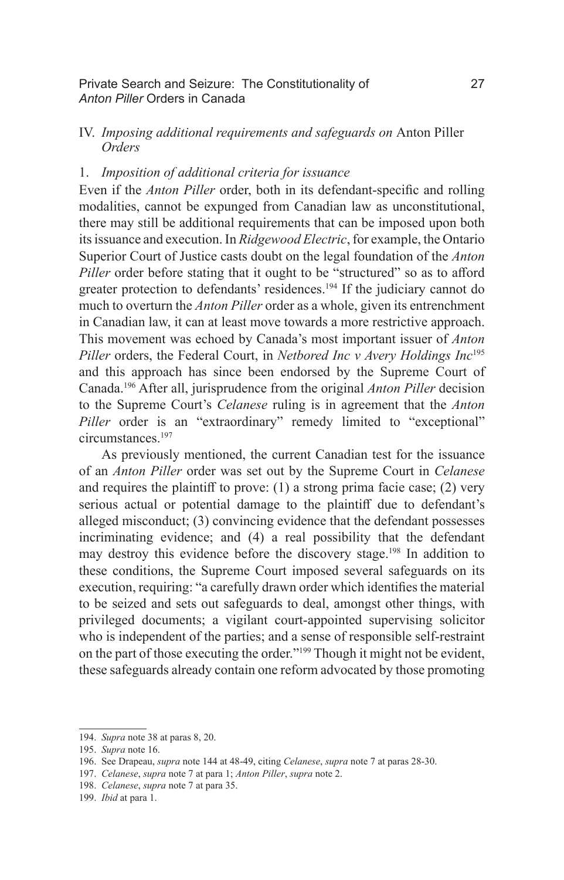## IV. *Imposing additional requirements and safeguards on* Anton Piller *Orders*

### 1. *Imposition of additional criteria for issuance*

Even if the *Anton Piller* order, both in its defendant-specific and rolling modalities, cannot be expunged from Canadian law as unconstitutional, there may still be additional requirements that can be imposed upon both its issuance and execution. In *Ridgewood Electric*, for example, the Ontario Superior Court of Justice casts doubt on the legal foundation of the *Anton Piller* order before stating that it ought to be "structured" so as to afford greater protection to defendants' residences.[194] If the judiciary cannot do much to overturn the *Anton Piller* order as a whole, given its entrenchment in Canadian law, it can at least move towards a more restrictive approach. This movement was echoed by Canada's most important issuer of *Anton Piller* orders, the Federal Court, in *Netbored Inc v Avery Holdings Inc*[195] and this approach has since been endorsed by the Supreme Court of Canada.[196] After all, jurisprudence from the original *Anton Piller* decision to the Supreme Court's *Celanese* ruling is in agreement that the *Anton Piller* order is an "extraordinary" remedy limited to "exceptional" circumstances.[197]

As previously mentioned, the current Canadian test for the issuance of an *Anton Piller* order was set out by the Supreme Court in *Celanese* and requires the plaintiff to prove: (1) a strong prima facie case; (2) very serious actual or potential damage to the plaintiff due to defendant's alleged misconduct; (3) convincing evidence that the defendant possesses incriminating evidence; and (4) a real possibility that the defendant may destroy this evidence before the discovery stage.[198] In addition to these conditions, the Supreme Court imposed several safeguards on its execution, requiring: "a carefully drawn order which identifies the material to be seized and sets out safeguards to deal, amongst other things, with privileged documents; a vigilant court-appointed supervising solicitor who is independent of the parties; and a sense of responsible self-restraint on the part of those executing the order."[199] Though it might not be evident, these safeguards already contain one reform advocated by those promoting

---

194. *Supra* note 38 at paras 8, 20.

195. *Supra* note 16.

196. See Drapeau, *supra* note 144 at 48-49, citing *Celanese*, *supra* note 7 at paras 28-30.

197. *Celanese*, *supra* note 7 at para 1; *Anton Piller*, *supra* note 2.

198. *Celanese*, *supra* note 7 at para 35.

199. *Ibid* at para 1.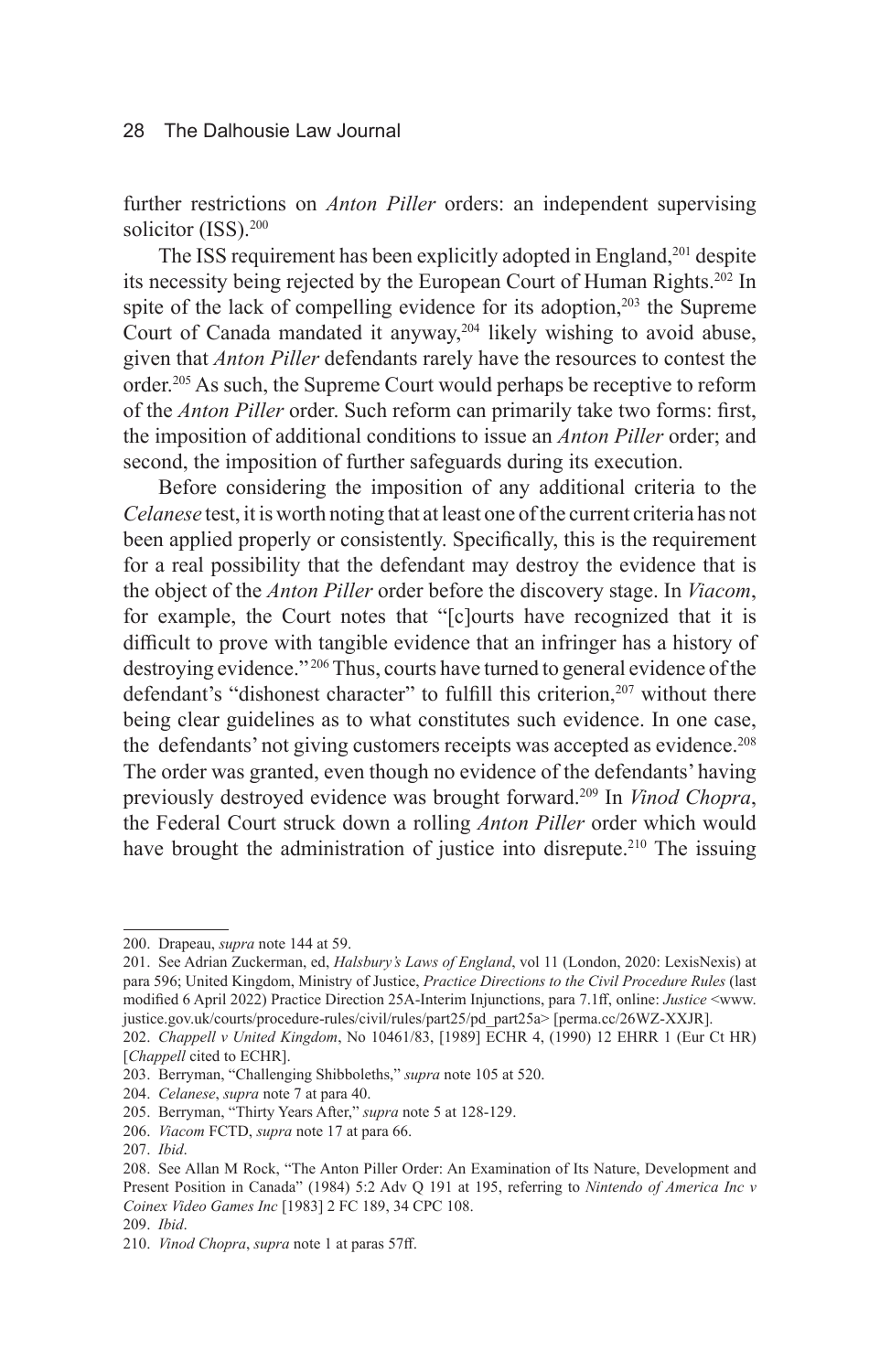further restrictions on *Anton Piller* orders: an independent supervising solicitor (ISS).[200]

The ISS requirement has been explicitly adopted in England,[201] despite its necessity being rejected by the European Court of Human Rights.[202] In spite of the lack of compelling evidence for its adoption,[203] the Supreme Court of Canada mandated it anyway,[204] likely wishing to avoid abuse, given that *Anton Piller* defendants rarely have the resources to contest the order.[205] As such, the Supreme Court would perhaps be receptive to reform of the *Anton Piller* order. Such reform can primarily take two forms: first, the imposition of additional conditions to issue an *Anton Piller* order; and second, the imposition of further safeguards during its execution.

Before considering the imposition of any additional criteria to the *Celanese* test, it is worth noting that at least one of the current criteria has not been applied properly or consistently. Specifically, this is the requirement for a real possibility that the defendant may destroy the evidence that is the object of the *Anton Piller* order before the discovery stage. In *Viacom*, for example, the Court notes that "[c]ourts have recognized that it is difficult to prove with tangible evidence that an infringer has a history of destroying evidence."[206] Thus, courts have turned to general evidence of the defendant's "dishonest character" to fulfill this criterion,[207] without there being clear guidelines as to what constitutes such evidence. In one case, the defendants' not giving customers receipts was accepted as evidence.[208] The order was granted, even though no evidence of the defendants' having previously destroyed evidence was brought forward.[209] In *Vinod Chopra*, the Federal Court struck down a rolling *Anton Piller* order which would have brought the administration of justice into disrepute.[210] The issuing

---

200. Drapeau, *supra* note 144 at 59.

201. See Adrian Zuckerman, ed, *Halsbury's Laws of England*, vol 11 (London, 2020: LexisNexis) at para 596; United Kingdom, Ministry of Justice, *Practice Directions to the Civil Procedure Rules* (last modified 6 April 2022) Practice Direction 25A-Interim Injunctions, para 7.1ff, online: *Justice* <www.justice.gov.uk/courts/procedure-rules/civil/rules/part25/pd_part25a> [perma.cc/26WZ-XXJR].

202. *Chappell v United Kingdom*, No 10461/83, [1989] ECHR 4, (1990) 12 EHRR 1 (Eur Ct HR) [*Chappell* cited to ECHR].

203. Berryman, "Challenging Shibboleths," *supra* note 105 at 520.

204. *Celanese*, *supra* note 7 at para 40.

205. Berryman, "Thirty Years After," *supra* note 5 at 128-129.

206. *Viacom* FCTD, *supra* note 17 at para 66.

207. *Ibid*.

208. See Allan M Rock, "The Anton Piller Order: An Examination of Its Nature, Development and Present Position in Canada" (1984) 5:2 Adv Q 191 at 195, referring to *Nintendo of America Inc v Coinex Video Games Inc* [1983] 2 FC 189, 34 CPC 108.

209. *Ibid*.

210. *Vinod Chopra*, *supra* note 1 at paras 57ff.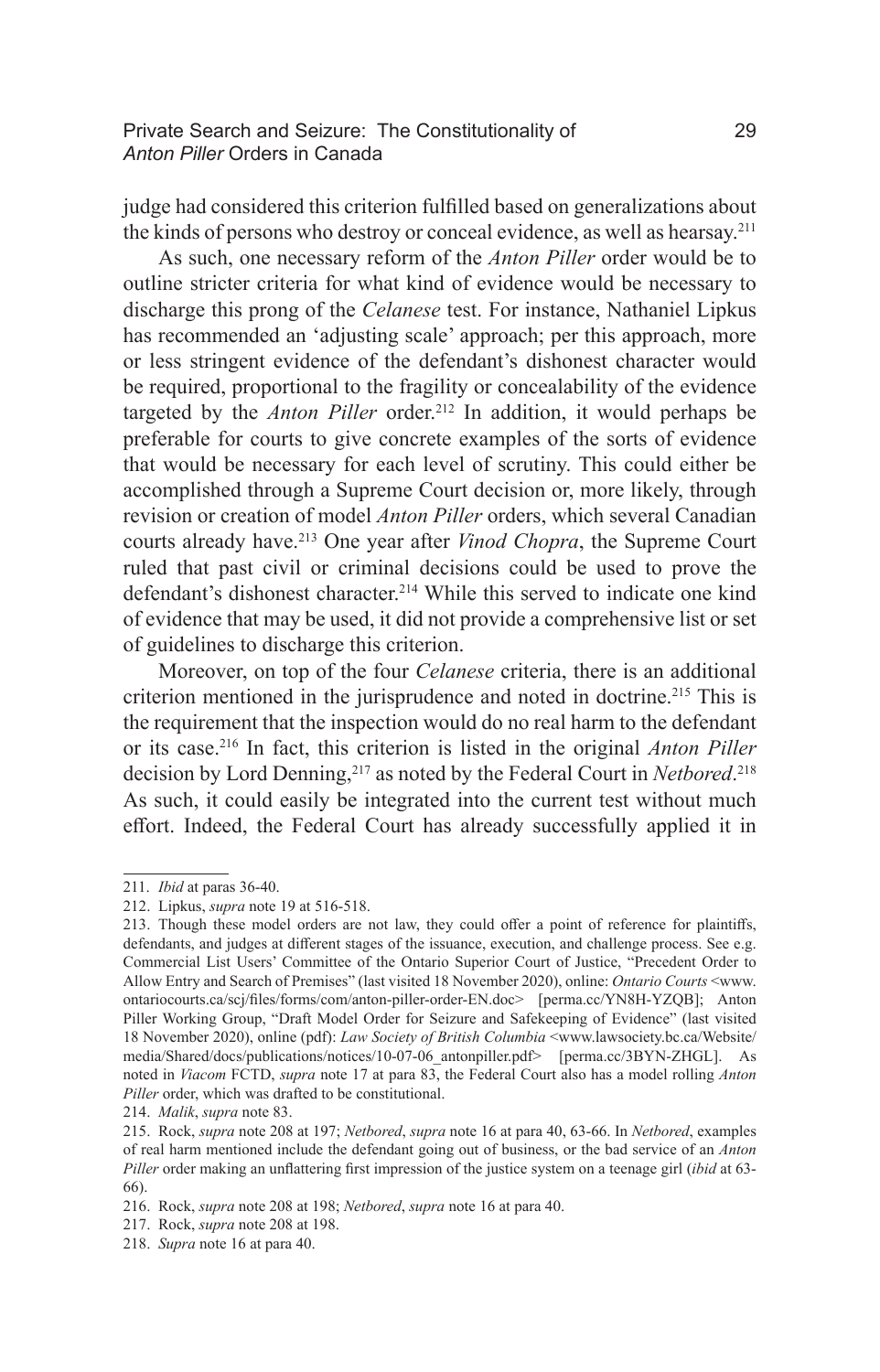judge had considered this criterion fulfilled based on generalizations about the kinds of persons who destroy or conceal evidence, as well as hearsay.[211]

As such, one necessary reform of the *Anton Piller* order would be to outline stricter criteria for what kind of evidence would be necessary to discharge this prong of the *Celanese* test. For instance, Nathaniel Lipkus has recommended an 'adjusting scale' approach; per this approach, more or less stringent evidence of the defendant's dishonest character would be required, proportional to the fragility or concealability of the evidence targeted by the *Anton Piller* order.[212] In addition, it would perhaps be preferable for courts to give concrete examples of the sorts of evidence that would be necessary for each level of scrutiny. This could either be accomplished through a Supreme Court decision or, more likely, through revision or creation of model *Anton Piller* orders, which several Canadian courts already have.[213] One year after *Vinod Chopra*, the Supreme Court ruled that past civil or criminal decisions could be used to prove the defendant's dishonest character.[214] While this served to indicate one kind of evidence that may be used, it did not provide a comprehensive list or set of guidelines to discharge this criterion.

Moreover, on top of the four *Celanese* criteria, there is an additional criterion mentioned in the jurisprudence and noted in doctrine.[215] This is the requirement that the inspection would do no real harm to the defendant or its case.[216] In fact, this criterion is listed in the original *Anton Piller* decision by Lord Denning,[217] as noted by the Federal Court in *Netbored*.[218] As such, it could easily be integrated into the current test without much effort. Indeed, the Federal Court has already successfully applied it in

---

211. *Ibid* at paras 36-40.

212. Lipkus, *supra* note 19 at 516-518.

213. Though these model orders are not law, they could offer a point of reference for plaintiffs, defendants, and judges at different stages of the issuance, execution, and challenge process. See e.g. Commercial List Users' Committee of the Ontario Superior Court of Justice, "Precedent Order to Allow Entry and Search of Premises" (last visited 18 November 2020), online: *Ontario Courts* <www.ontariocourts.ca/scj/files/forms/com/anton-piller-order-EN.doc> [perma.cc/YN8H-YZQB]; Anton Piller Working Group, "Draft Model Order for Seizure and Safekeeping of Evidence" (last visited 18 November 2020), online (pdf): *Law Society of British Columbia* <www.lawsociety.bc.ca/Website/media/Shared/docs/publications/notices/10-07-06_antonpiller.pdf> [perma.cc/3BYN-ZHGL]. As noted in *Viacom* FCTD, *supra* note 17 at para 83, the Federal Court also has a model rolling *Anton Piller* order, which was drafted to be constitutional.

214. *Malik*, *supra* note 83.

215. Rock, *supra* note 208 at 197; *Netbored*, *supra* note 16 at para 40, 63-66. In *Netbored*, examples of real harm mentioned include the defendant going out of business, or the bad service of an *Anton Piller* order making an unflattering first impression of the justice system on a teenage girl (*ibid* at 63-66).

216. Rock, *supra* note 208 at 198; *Netbored*, *supra* note 16 at para 40.

217. Rock, *supra* note 208 at 198.

218. *Supra* note 16 at para 40.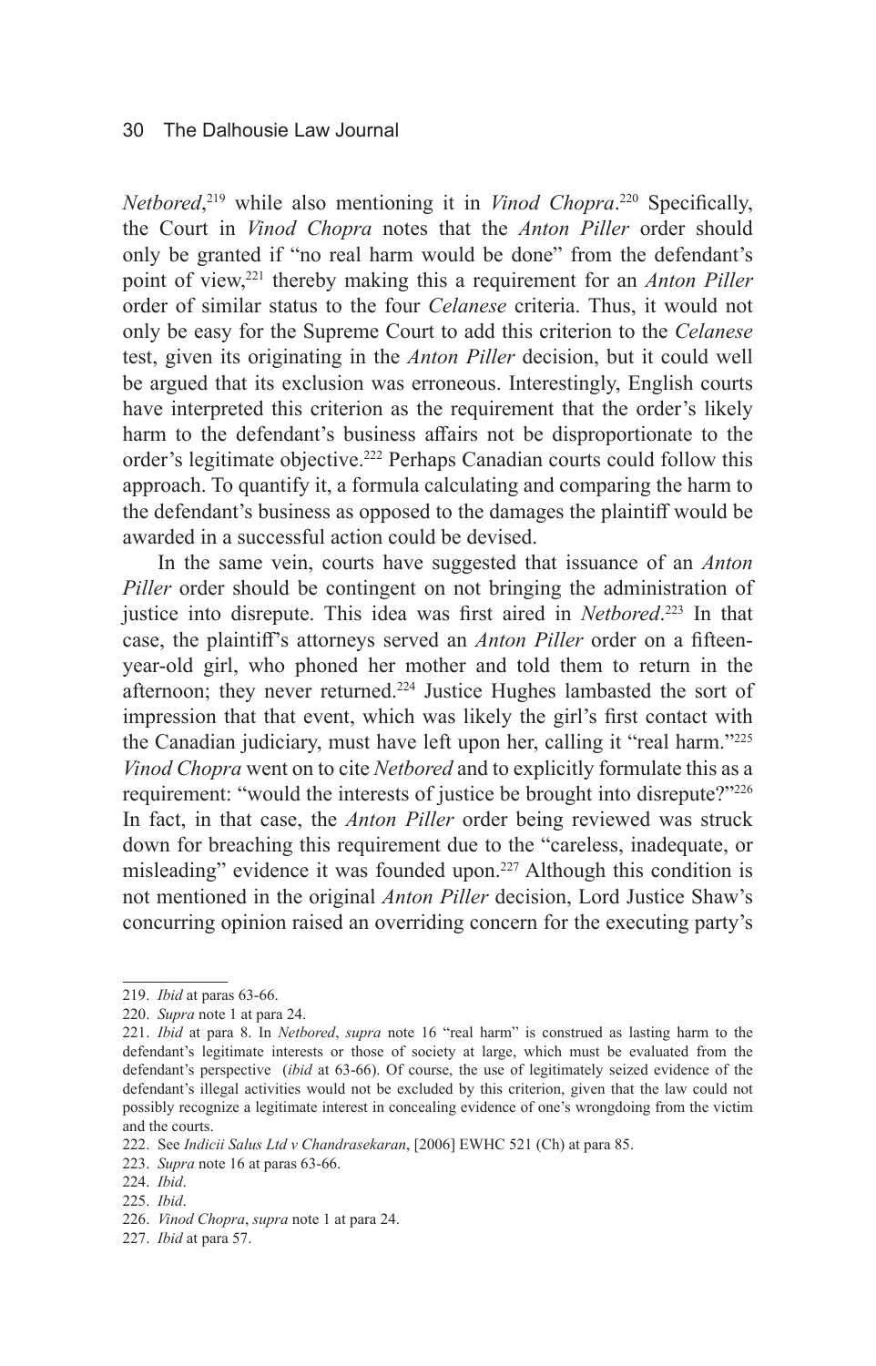*Netbored*,[219] while also mentioning it in *Vinod Chopra*.[220] Specifically, the Court in *Vinod Chopra* notes that the *Anton Piller* order should only be granted if "no real harm would be done" from the defendant's point of view,[221] thereby making this a requirement for an *Anton Piller* order of similar status to the four *Celanese* criteria. Thus, it would not only be easy for the Supreme Court to add this criterion to the *Celanese* test, given its originating in the *Anton Piller* decision, but it could well be argued that its exclusion was erroneous. Interestingly, English courts have interpreted this criterion as the requirement that the order's likely harm to the defendant's business affairs not be disproportionate to the order's legitimate objective.[222] Perhaps Canadian courts could follow this approach. To quantify it, a formula calculating and comparing the harm to the defendant's business as opposed to the damages the plaintiff would be awarded in a successful action could be devised.

In the same vein, courts have suggested that issuance of an *Anton Piller* order should be contingent on not bringing the administration of justice into disrepute. This idea was first aired in *Netbored*.[223] In that case, the plaintiff's attorneys served an *Anton Piller* order on a fifteen-year-old girl, who phoned her mother and told them to return in the afternoon; they never returned.[224] Justice Hughes lambasted the sort of impression that that event, which was likely the girl's first contact with the Canadian judiciary, must have left upon her, calling it "real harm."[225] *Vinod Chopra* went on to cite *Netbored* and to explicitly formulate this as a requirement: "would the interests of justice be brought into disrepute?"[226] In fact, in that case, the *Anton Piller* order being reviewed was struck down for breaching this requirement due to the "careless, inadequate, or misleading" evidence it was founded upon.[227] Although this condition is not mentioned in the original *Anton Piller* decision, Lord Justice Shaw's concurring opinion raised an overriding concern for the executing party's

---

219. *Ibid* at paras 63-66.

220. *Supra* note 1 at para 24.

221. *Ibid* at para 8. In *Netbored*, *supra* note 16 "real harm" is construed as lasting harm to the defendant's legitimate interests or those of society at large, which must be evaluated from the defendant's perspective (*ibid* at 63-66). Of course, the use of legitimately seized evidence of the defendant's illegal activities would not be excluded by this criterion, given that the law could not possibly recognize a legitimate interest in concealing evidence of one's wrongdoing from the victim and the courts.

222. See *Indicii Salus Ltd v Chandrasekaran*, [2006] EWHC 521 (Ch) at para 85.

223. *Supra* note 16 at paras 63-66.

224. *Ibid*.

225. *Ibid*.

226. *Vinod Chopra*, *supra* note 1 at para 24.

227. *Ibid* at para 57.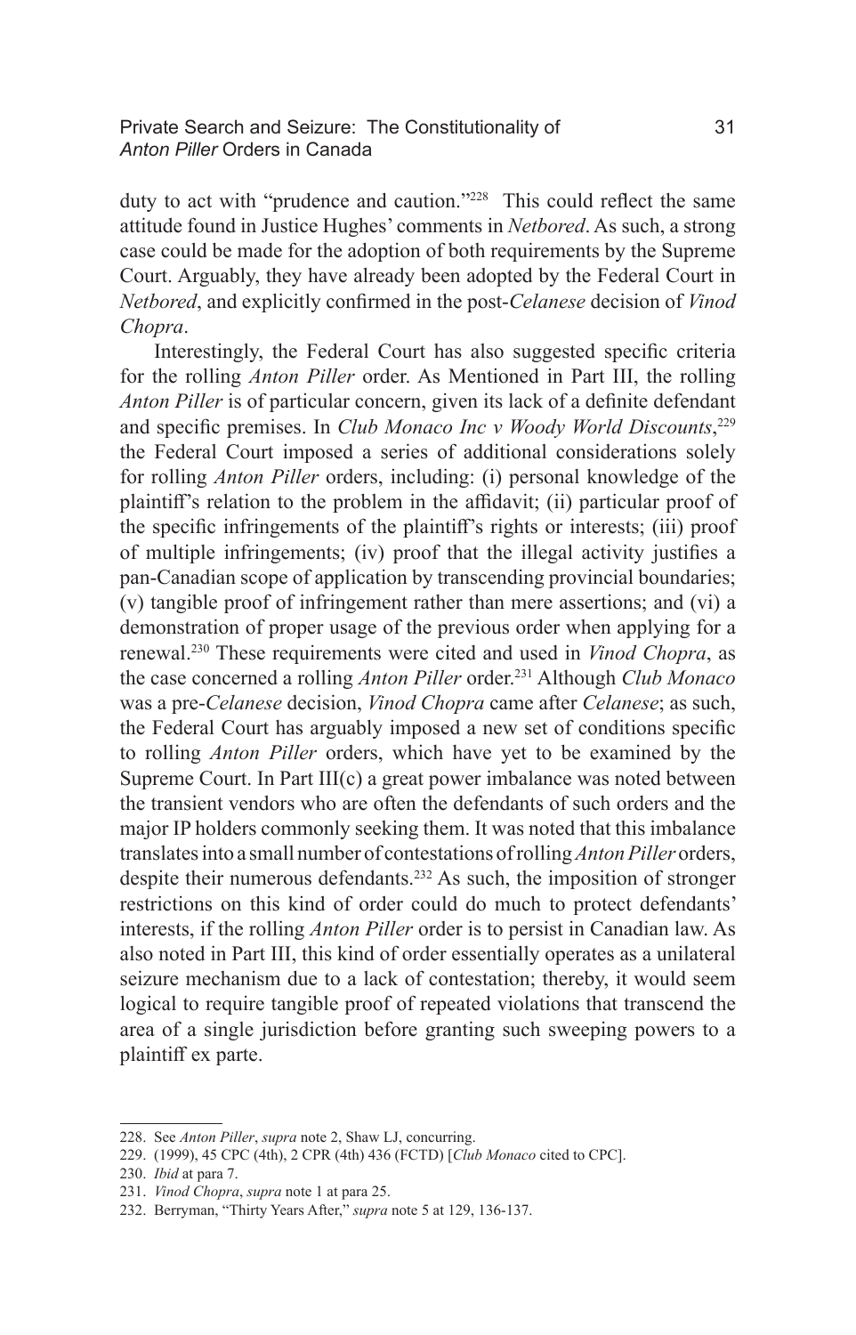duty to act with "prudence and caution."[228] This could reflect the same attitude found in Justice Hughes' comments in *Netbored*. As such, a strong case could be made for the adoption of both requirements by the Supreme Court. Arguably, they have already been adopted by the Federal Court in *Netbored*, and explicitly confirmed in the post-*Celanese* decision of *Vinod Chopra*.

Interestingly, the Federal Court has also suggested specific criteria for the rolling *Anton Piller* order. As Mentioned in Part III, the rolling *Anton Piller* is of particular concern, given its lack of a definite defendant and specific premises. In *Club Monaco Inc v Woody World Discounts*,[229] the Federal Court imposed a series of additional considerations solely for rolling *Anton Piller* orders, including: (i) personal knowledge of the plaintiff's relation to the problem in the affidavit; (ii) particular proof of the specific infringements of the plaintiff's rights or interests; (iii) proof of multiple infringements; (iv) proof that the illegal activity justifies a pan-Canadian scope of application by transcending provincial boundaries; (v) tangible proof of infringement rather than mere assertions; and (vi) a demonstration of proper usage of the previous order when applying for a renewal.[230] These requirements were cited and used in *Vinod Chopra*, as the case concerned a rolling *Anton Piller* order.[231] Although *Club Monaco* was a pre-*Celanese* decision, *Vinod Chopra* came after *Celanese*; as such, the Federal Court has arguably imposed a new set of conditions specific to rolling *Anton Piller* orders, which have yet to be examined by the Supreme Court. In Part III(c) a great power imbalance was noted between the transient vendors who are often the defendants of such orders and the major IP holders commonly seeking them. It was noted that this imbalance translates into a small number of contestations of rolling *Anton Piller* orders, despite their numerous defendants.[232] As such, the imposition of stronger restrictions on this kind of order could do much to protect defendants' interests, if the rolling *Anton Piller* order is to persist in Canadian law. As also noted in Part III, this kind of order essentially operates as a unilateral seizure mechanism due to a lack of contestation; thereby, it would seem logical to require tangible proof of repeated violations that transcend the area of a single jurisdiction before granting such sweeping powers to a plaintiff ex parte.

---

228. See *Anton Piller*, *supra* note 2, Shaw LJ, concurring.

229. (1999), 45 CPC (4th), 2 CPR (4th) 436 (FCTD) [*Club Monaco* cited to CPC].

230. *Ibid* at para 7.

231. *Vinod Chopra*, *supra* note 1 at para 25.

232. Berryman, "Thirty Years After," *supra* note 5 at 129, 136-137.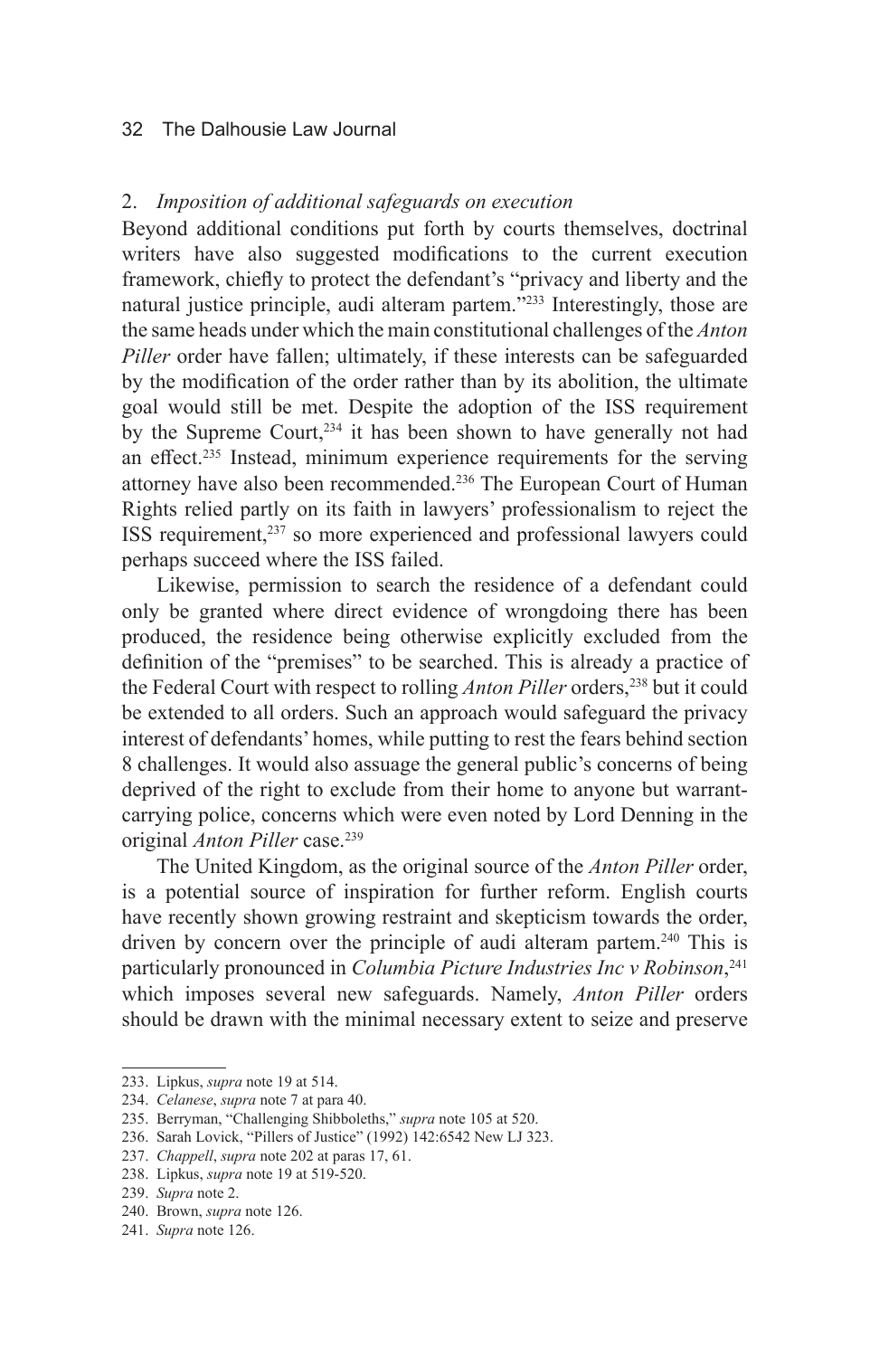### 2. *Imposition of additional safeguards on execution*

Beyond additional conditions put forth by courts themselves, doctrinal writers have also suggested modifications to the current execution framework, chiefly to protect the defendant's "privacy and liberty and the natural justice principle, audi alteram partem."[233] Interestingly, those are the same heads under which the main constitutional challenges of the *Anton Piller* order have fallen; ultimately, if these interests can be safeguarded by the modification of the order rather than by its abolition, the ultimate goal would still be met. Despite the adoption of the ISS requirement by the Supreme Court,[234] it has been shown to have generally not had an effect.[235] Instead, minimum experience requirements for the serving attorney have also been recommended.[236] The European Court of Human Rights relied partly on its faith in lawyers' professionalism to reject the ISS requirement,[237] so more experienced and professional lawyers could perhaps succeed where the ISS failed.

Likewise, permission to search the residence of a defendant could only be granted where direct evidence of wrongdoing there has been produced, the residence being otherwise explicitly excluded from the definition of the "premises" to be searched. This is already a practice of the Federal Court with respect to rolling *Anton Piller* orders,[238] but it could be extended to all orders. Such an approach would safeguard the privacy interest of defendants' homes, while putting to rest the fears behind section 8 challenges. It would also assuage the general public's concerns of being deprived of the right to exclude from their home to anyone but warrant-carrying police, concerns which were even noted by Lord Denning in the original *Anton Piller* case.[239]

The United Kingdom, as the original source of the *Anton Piller* order, is a potential source of inspiration for further reform. English courts have recently shown growing restraint and skepticism towards the order, driven by concern over the principle of audi alteram partem.[240] This is particularly pronounced in *Columbia Picture Industries Inc v Robinson*,[241] which imposes several new safeguards. Namely, *Anton Piller* orders should be drawn with the minimal necessary extent to seize and preserve

---

233. Lipkus, *supra* note 19 at 514.
234. *Celanese*, *supra* note 7 at para 40.
235. Berryman, "Challenging Shibboleths," *supra* note 105 at 520.
236. Sarah Lovick, "Pillers of Justice" (1992) 142:6542 New LJ 323.
237. *Chappell*, *supra* note 202 at paras 17, 61.
238. Lipkus, *supra* note 19 at 519-520.
239. *Supra* note 2.
240. Brown, *supra* note 126.
241. *Supra* note 126.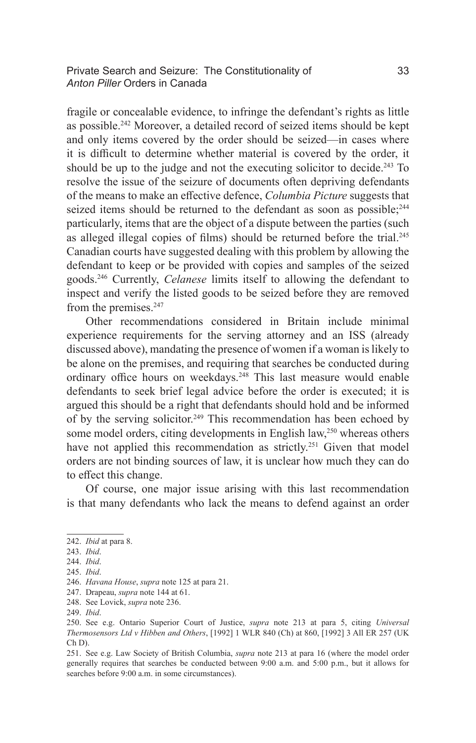fragile or concealable evidence, to infringe the defendant's rights as little as possible.[242] Moreover, a detailed record of seized items should be kept and only items covered by the order should be seized—in cases where it is difficult to determine whether material is covered by the order, it should be up to the judge and not the executing solicitor to decide.[243] To resolve the issue of the seizure of documents often depriving defendants of the means to make an effective defence, *Columbia Picture* suggests that seized items should be returned to the defendant as soon as possible;[244] particularly, items that are the object of a dispute between the parties (such as alleged illegal copies of films) should be returned before the trial.[245] Canadian courts have suggested dealing with this problem by allowing the defendant to keep or be provided with copies and samples of the seized goods.[246] Currently, *Celanese* limits itself to allowing the defendant to inspect and verify the listed goods to be seized before they are removed from the premises.[247]

Other recommendations considered in Britain include minimal experience requirements for the serving attorney and an ISS (already discussed above), mandating the presence of women if a woman is likely to be alone on the premises, and requiring that searches be conducted during ordinary office hours on weekdays.[248] This last measure would enable defendants to seek brief legal advice before the order is executed; it is argued this should be a right that defendants should hold and be informed of by the serving solicitor.[249] This recommendation has been echoed by some model orders, citing developments in English law,[250] whereas others have not applied this recommendation as strictly.[251] Given that model orders are not binding sources of law, it is unclear how much they can do to effect this change.

Of course, one major issue arising with this last recommendation is that many defendants who lack the means to defend against an order

---

242. *Ibid* at para 8.

243. *Ibid*.

244. *Ibid*.

245. *Ibid*.

246. *Havana House*, *supra* note 125 at para 21.

247. Drapeau, *supra* note 144 at 61.

248. See Lovick, *supra* note 236.

249. *Ibid*.

250. See e.g. Ontario Superior Court of Justice, *supra* note 213 at para 5, citing *Universal Thermosensors Ltd v Hibben and Others*, [1992] 1 WLR 840 (Ch) at 860, [1992] 3 All ER 257 (UK Ch D).

251. See e.g. Law Society of British Columbia, *supra* note 213 at para 16 (where the model order generally requires that searches be conducted between 9:00 a.m. and 5:00 p.m., but it allows for searches before 9:00 a.m. in some circumstances).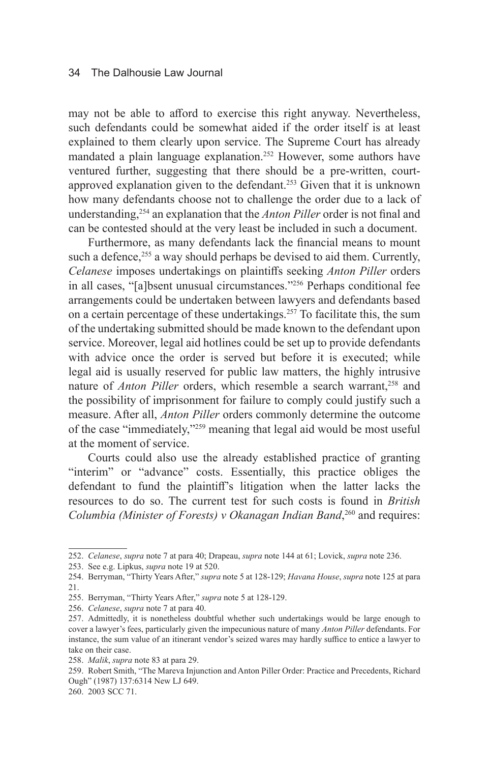may not be able to afford to exercise this right anyway. Nevertheless, such defendants could be somewhat aided if the order itself is at least explained to them clearly upon service. The Supreme Court has already mandated a plain language explanation.[252] However, some authors have ventured further, suggesting that there should be a pre-written, court-approved explanation given to the defendant.[253] Given that it is unknown how many defendants choose not to challenge the order due to a lack of understanding,[254] an explanation that the *Anton Piller* order is not final and can be contested should at the very least be included in such a document.

Furthermore, as many defendants lack the financial means to mount such a defence,[255] a way should perhaps be devised to aid them. Currently, *Celanese* imposes undertakings on plaintiffs seeking *Anton Piller* orders in all cases, "[a]bsent unusual circumstances."[256] Perhaps conditional fee arrangements could be undertaken between lawyers and defendants based on a certain percentage of these undertakings.[257] To facilitate this, the sum of the undertaking submitted should be made known to the defendant upon service. Moreover, legal aid hotlines could be set up to provide defendants with advice once the order is served but before it is executed; while legal aid is usually reserved for public law matters, the highly intrusive nature of *Anton Piller* orders, which resemble a search warrant,[258] and the possibility of imprisonment for failure to comply could justify such a measure. After all, *Anton Piller* orders commonly determine the outcome of the case "immediately,"[259] meaning that legal aid would be most useful at the moment of service.

Courts could also use the already established practice of granting "interim" or "advance" costs. Essentially, this practice obliges the defendant to fund the plaintiff's litigation when the latter lacks the resources to do so. The current test for such costs is found in *British Columbia (Minister of Forests) v Okanagan Indian Band*,[260] and requires:

---

252. *Celanese*, *supra* note 7 at para 40; Drapeau, *supra* note 144 at 61; Lovick, *supra* note 236.

253. See e.g. Lipkus, *supra* note 19 at 520.

254. Berryman, "Thirty Years After," *supra* note 5 at 128-129; *Havana House*, *supra* note 125 at para 21.

255. Berryman, "Thirty Years After," *supra* note 5 at 128-129.

256. *Celanese*, *supra* note 7 at para 40.

257. Admittedly, it is nonetheless doubtful whether such undertakings would be large enough to cover a lawyer's fees, particularly given the impecunious nature of many *Anton Piller* defendants. For instance, the sum value of an itinerant vendor's seized wares may hardly suffice to entice a lawyer to take on their case.

258. *Malik*, *supra* note 83 at para 29.

259. Robert Smith, "The Mareva Injunction and Anton Piller Order: Practice and Precedents, Richard Ough" (1987) 137:6314 New LJ 649.

260. 2003 SCC 71.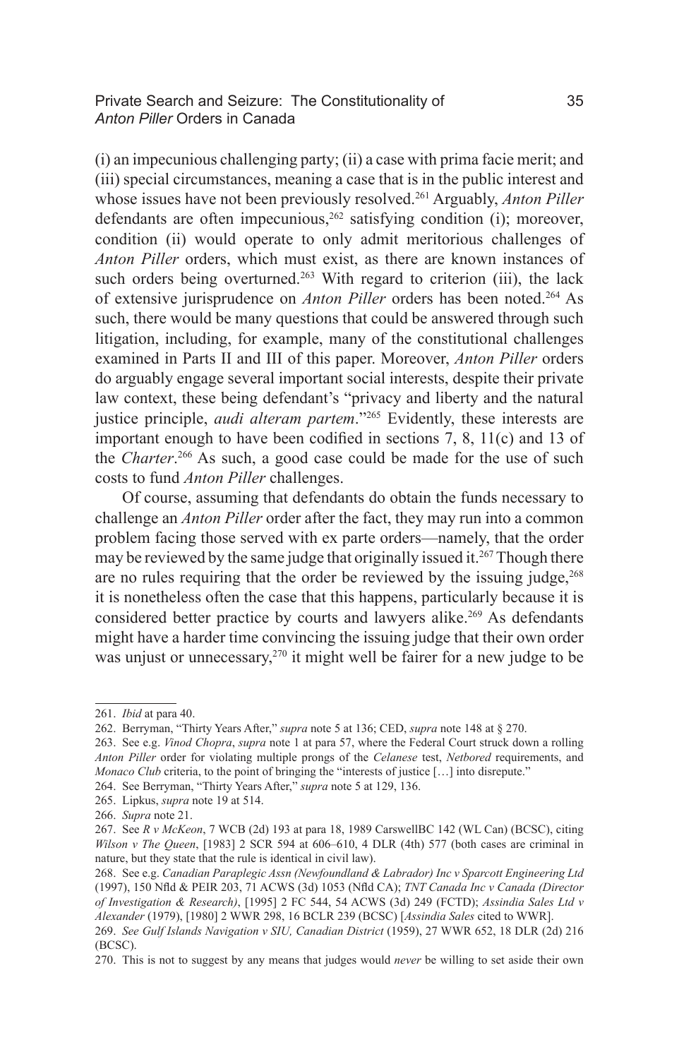(i) an impecunious challenging party; (ii) a case with prima facie merit; and (iii) special circumstances, meaning a case that is in the public interest and whose issues have not been previously resolved.[261] Arguably, *Anton Piller* defendants are often impecunious,[262] satisfying condition (i); moreover, condition (ii) would operate to only admit meritorious challenges of *Anton Piller* orders, which must exist, as there are known instances of such orders being overturned.[263] With regard to criterion (iii), the lack of extensive jurisprudence on *Anton Piller* orders has been noted.[264] As such, there would be many questions that could be answered through such litigation, including, for example, many of the constitutional challenges examined in Parts II and III of this paper. Moreover, *Anton Piller* orders do arguably engage several important social interests, despite their private law context, these being defendant's "privacy and liberty and the natural justice principle, *audi alteram partem*."[265] Evidently, these interests are important enough to have been codified in sections 7, 8, 11(c) and 13 of the *Charter*.[266] As such, a good case could be made for the use of such costs to fund *Anton Piller* challenges.

Of course, assuming that defendants do obtain the funds necessary to challenge an *Anton Piller* order after the fact, they may run into a common problem facing those served with ex parte orders—namely, that the order may be reviewed by the same judge that originally issued it.[267] Though there are no rules requiring that the order be reviewed by the issuing judge,[268] it is nonetheless often the case that this happens, particularly because it is considered better practice by courts and lawyers alike.[269] As defendants might have a harder time convincing the issuing judge that their own order was unjust or unnecessary,[270] it might well be fairer for a new judge to be

---

261. *Ibid* at para 40.

262. Berryman, "Thirty Years After," *supra* note 5 at 136; CED, *supra* note 148 at § 270.

263. See e.g. *Vinod Chopra*, *supra* note 1 at para 57, where the Federal Court struck down a rolling *Anton Piller* order for violating multiple prongs of the *Celanese* test, *Netbored* requirements, and *Monaco Club* criteria, to the point of bringing the "interests of justice […] into disrepute."

264. See Berryman, "Thirty Years After," *supra* note 5 at 129, 136.

265. Lipkus, *supra* note 19 at 514.

266. *Supra* note 21.

267. See *R v McKeon*, 7 WCB (2d) 193 at para 18, 1989 CarswellBC 142 (WL Can) (BCSC), citing *Wilson v The Queen*, [1983] 2 SCR 594 at 606–610, 4 DLR (4th) 577 (both cases are criminal in nature, but they state that the rule is identical in civil law).

268. See e.g. *Canadian Paraplegic Assn (Newfoundland & Labrador) Inc v Sparcott Engineering Ltd* (1997), 150 Nfld & PEIR 203, 71 ACWS (3d) 1053 (Nfld CA); *TNT Canada Inc v Canada (Director of Investigation & Research)*, [1995] 2 FC 544, 54 ACWS (3d) 249 (FCTD); *Assindia Sales Ltd v Alexander* (1979), [1980] 2 WWR 298, 16 BCLR 239 (BCSC) [*Assindia Sales* cited to WWR].

269. *See Gulf Islands Navigation v SIU, Canadian District* (1959), 27 WWR 652, 18 DLR (2d) 216 (BCSC).

270. This is not to suggest by any means that judges would *never* be willing to set aside their own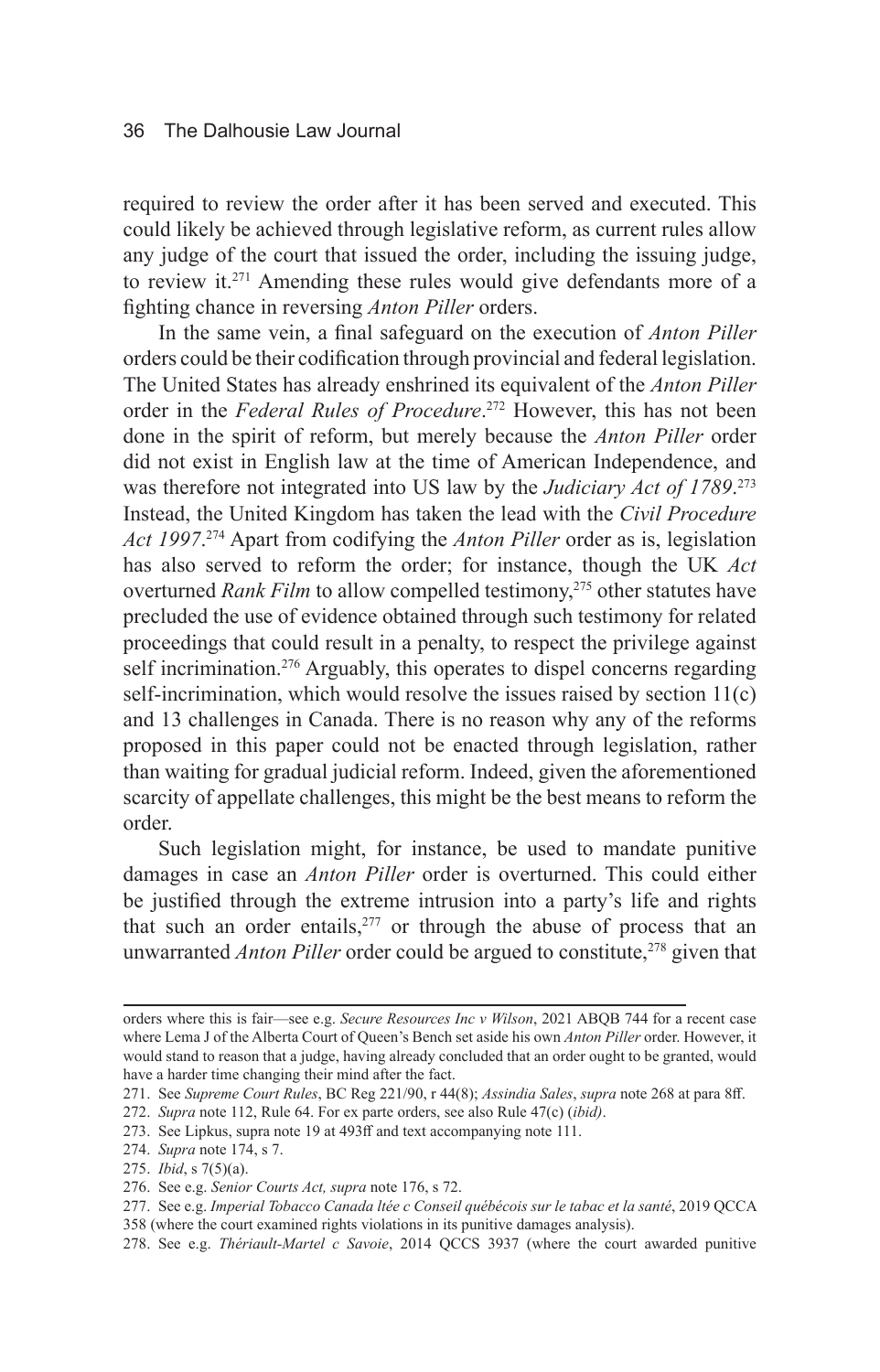required to review the order after it has been served and executed. This could likely be achieved through legislative reform, as current rules allow any judge of the court that issued the order, including the issuing judge, to review it.[271] Amending these rules would give defendants more of a fighting chance in reversing *Anton Piller* orders.

In the same vein, a final safeguard on the execution of *Anton Piller* orders could be their codification through provincial and federal legislation. The United States has already enshrined its equivalent of the *Anton Piller* order in the *Federal Rules of Procedure*.[272] However, this has not been done in the spirit of reform, but merely because the *Anton Piller* order did not exist in English law at the time of American Independence, and was therefore not integrated into US law by the *Judiciary Act of 1789*.[273] Instead, the United Kingdom has taken the lead with the *Civil Procedure Act 1997*.[274] Apart from codifying the *Anton Piller* order as is, legislation has also served to reform the order; for instance, though the UK *Act* overturned *Rank Film* to allow compelled testimony,[275] other statutes have precluded the use of evidence obtained through such testimony for related proceedings that could result in a penalty, to respect the privilege against self incrimination.[276] Arguably, this operates to dispel concerns regarding self-incrimination, which would resolve the issues raised by section 11(c) and 13 challenges in Canada. There is no reason why any of the reforms proposed in this paper could not be enacted through legislation, rather than waiting for gradual judicial reform. Indeed, given the aforementioned scarcity of appellate challenges, this might be the best means to reform the order.

Such legislation might, for instance, be used to mandate punitive damages in case an *Anton Piller* order is overturned. This could either be justified through the extreme intrusion into a party's life and rights that such an order entails,[277] or through the abuse of process that an unwarranted *Anton Piller* order could be argued to constitute,[278] given that

---

orders where this is fair—see e.g. *Secure Resources Inc v Wilson*, 2021 ABQB 744 for a recent case where Lema J of the Alberta Court of Queen's Bench set aside his own *Anton Piller* order. However, it would stand to reason that a judge, having already concluded that an order ought to be granted, would have a harder time changing their mind after the fact.

271. See *Supreme Court Rules*, BC Reg 221/90, r 44(8); *Assindia Sales*, *supra* note 268 at para 8ff.

272. *Supra* note 112, Rule 64. For ex parte orders, see also Rule 47(c) (*ibid)*.

273. See Lipkus, supra note 19 at 493ff and text accompanying note 111.

274. *Supra* note 174, s 7.

275. *Ibid*, s 7(5)(a).

276. See e.g. *Senior Courts Act, supra* note 176, s 72.

277. See e.g. *Imperial Tobacco Canada ltée c Conseil québécois sur le tabac et la santé*, 2019 QCCA 358 (where the court examined rights violations in its punitive damages analysis).

278. See e.g. *Thériault-Martel c Savoie*, 2014 QCCS 3937 (where the court awarded punitive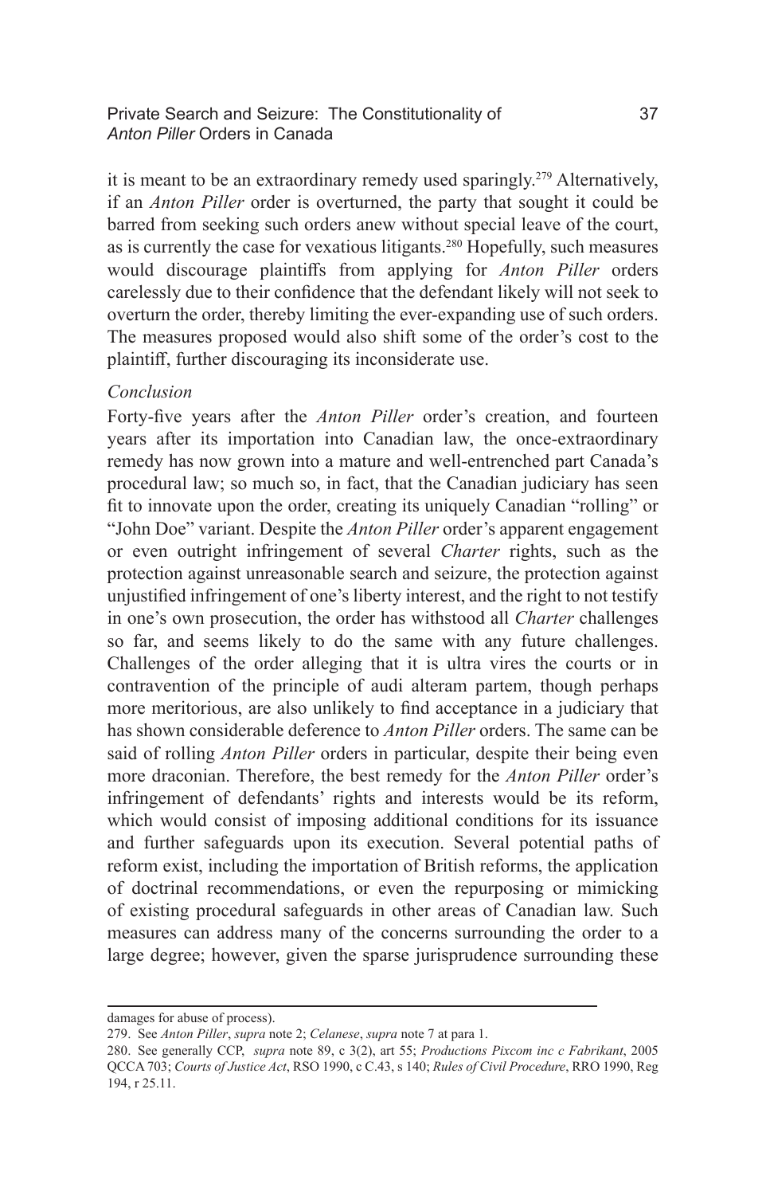it is meant to be an extraordinary remedy used sparingly.[279] Alternatively, if an *Anton Piller* order is overturned, the party that sought it could be barred from seeking such orders anew without special leave of the court, as is currently the case for vexatious litigants.[280] Hopefully, such measures would discourage plaintiffs from applying for *Anton Piller* orders carelessly due to their confidence that the defendant likely will not seek to overturn the order, thereby limiting the ever-expanding use of such orders. The measures proposed would also shift some of the order's cost to the plaintiff, further discouraging its inconsiderate use.

*Conclusion*

Forty-five years after the *Anton Piller* order's creation, and fourteen years after its importation into Canadian law, the once-extraordinary remedy has now grown into a mature and well-entrenched part Canada's procedural law; so much so, in fact, that the Canadian judiciary has seen fit to innovate upon the order, creating its uniquely Canadian "rolling" or "John Doe" variant. Despite the *Anton Piller* order's apparent engagement or even outright infringement of several *Charter* rights, such as the protection against unreasonable search and seizure, the protection against unjustified infringement of one's liberty interest, and the right to not testify in one's own prosecution, the order has withstood all *Charter* challenges so far, and seems likely to do the same with any future challenges. Challenges of the order alleging that it is ultra vires the courts or in contravention of the principle of audi alteram partem, though perhaps more meritorious, are also unlikely to find acceptance in a judiciary that has shown considerable deference to *Anton Piller* orders. The same can be said of rolling *Anton Piller* orders in particular, despite their being even more draconian. Therefore, the best remedy for the *Anton Piller* order's infringement of defendants' rights and interests would be its reform, which would consist of imposing additional conditions for its issuance and further safeguards upon its execution. Several potential paths of reform exist, including the importation of British reforms, the application of doctrinal recommendations, or even the repurposing or mimicking of existing procedural safeguards in other areas of Canadian law. Such measures can address many of the concerns surrounding the order to a large degree; however, given the sparse jurisprudence surrounding these

---

damages for abuse of process).

279. See *Anton Piller*, *supra* note 2; *Celanese*, *supra* note 7 at para 1.

280. See generally CCP, *supra* note 89, c 3(2), art 55; *Productions Pixcom inc c Fabrikant*, 2005 QCCA 703; *Courts of Justice Act*, RSO 1990, c C.43, s 140; *Rules of Civil Procedure*, RRO 1990, Reg 194, r 25.11.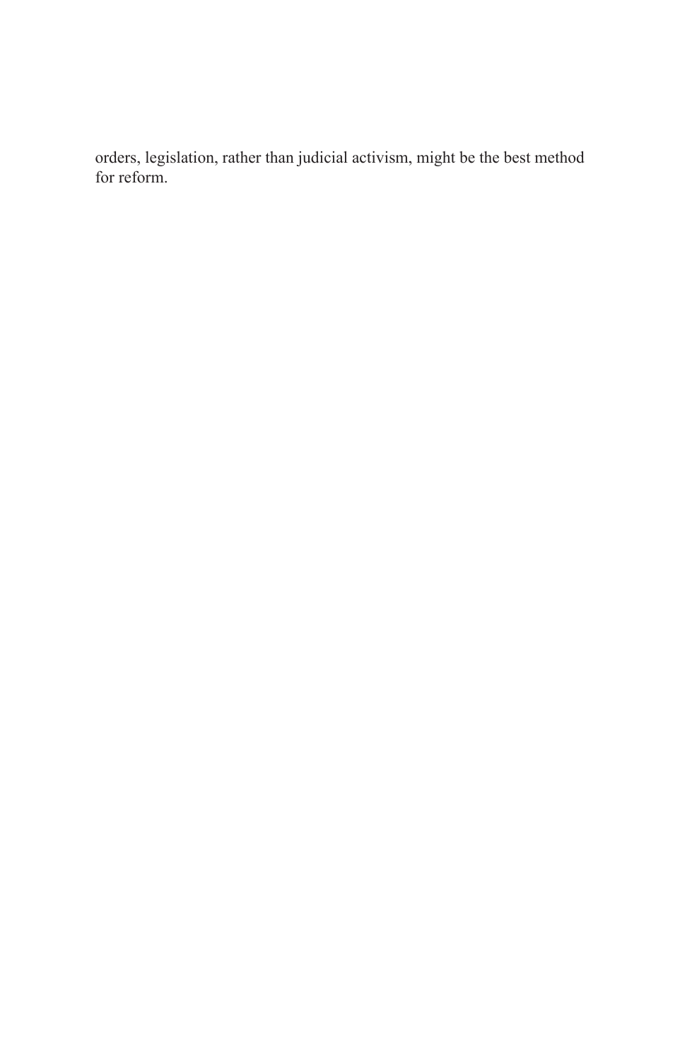orders, legislation, rather than judicial activism, might be the best method for reform.